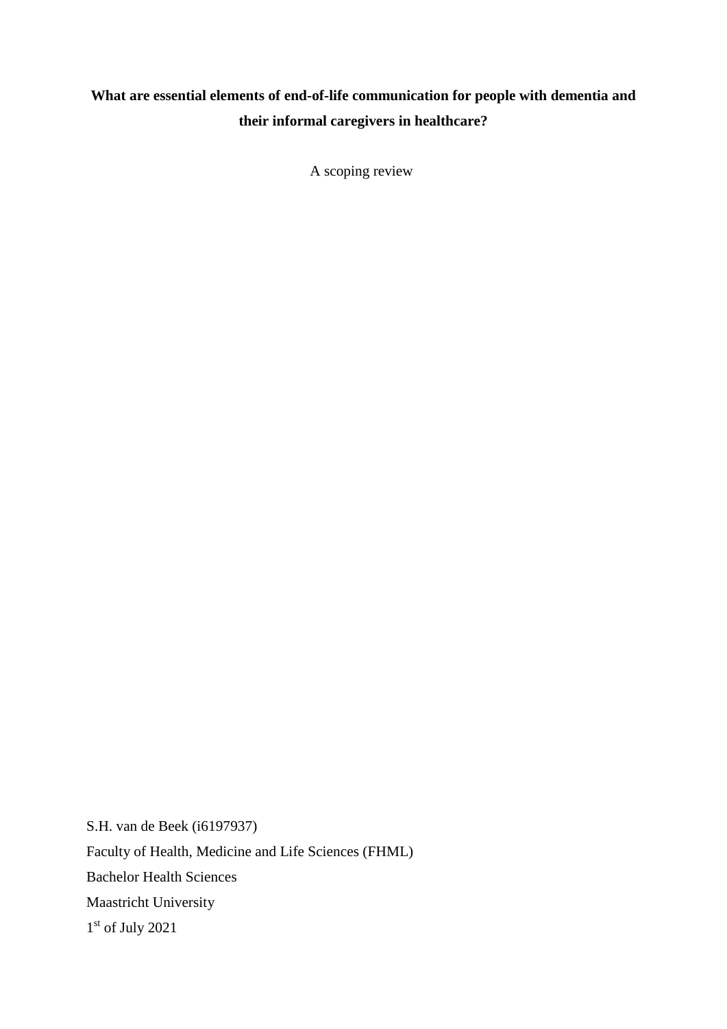# What are essential elements of end-of-life communication for people with dementia and their informal caregivers in healthcare?

A scoping review

S.H. van de Beek (i6197937)

Faculty of Health, Medicine and Life Sciences (FHML)

Bachelor Health Sciences

Maastricht University

1st of July 2021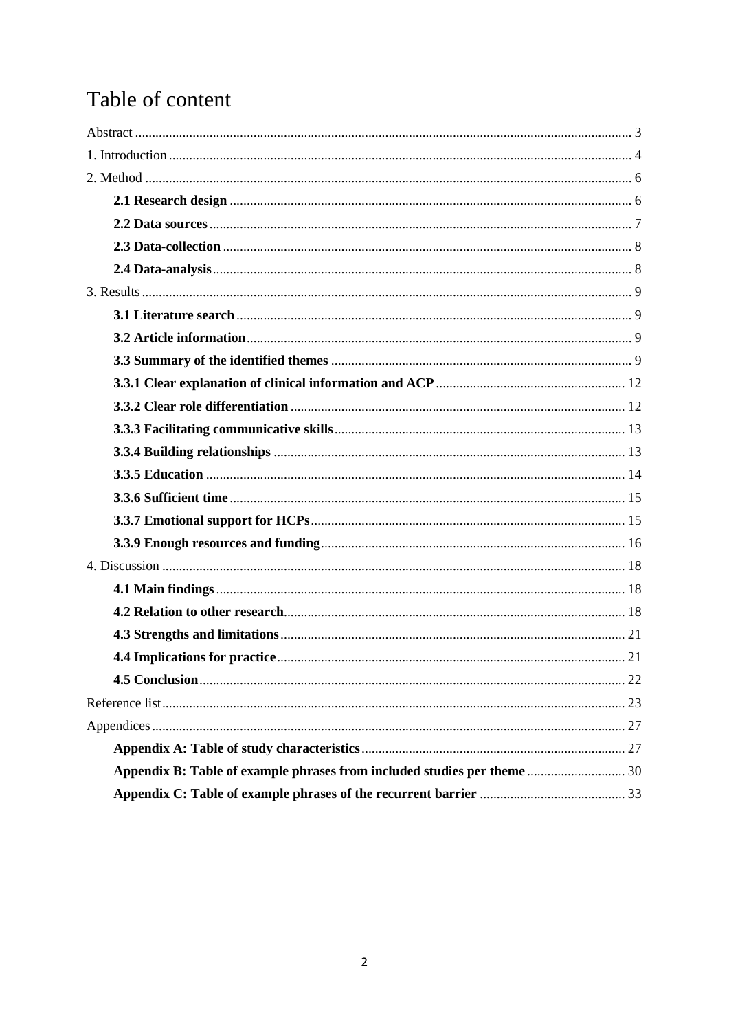# Table of content

Abstract ..... 3
1. Introduction ..... 4
2. Method ..... 6
   - **2.1 Research design** ..... 6
   - **2.2 Data sources** ..... 7
   - **2.3 Data-collection** ..... 8
   - **2.4 Data-analysis** ..... 8
3. Results ..... 9
   - **3.1 Literature search** ..... 9
   - **3.2 Article information** ..... 9
   - **3.3 Summary of the identified themes** ..... 9
   - **3.3.1 Clear explanation of clinical information and ACP** ..... 12
   - **3.3.2 Clear role differentiation** ..... 12
   - **3.3.3 Facilitating communicative skills** ..... 13
   - **3.3.4 Building relationships** ..... 13
   - **3.3.5 Education** ..... 14
   - **3.3.6 Sufficient time** ..... 15
   - **3.3.7 Emotional support for HCPs** ..... 15
   - **3.3.9 Enough resources and funding** ..... 16
4. Discussion ..... 18
   - **4.1 Main findings** ..... 18
   - **4.2 Relation to other research** ..... 18
   - **4.3 Strengths and limitations** ..... 21
   - **4.4 Implications for practice** ..... 21
   - **4.5 Conclusion** ..... 22

Reference list ..... 23
Appendices ..... 27
   - **Appendix A: Table of study characteristics** ..... 27
   - **Appendix B: Table of example phrases from included studies per theme** ..... 30
   - **Appendix C: Table of example phrases of the recurrent barrier** ..... 33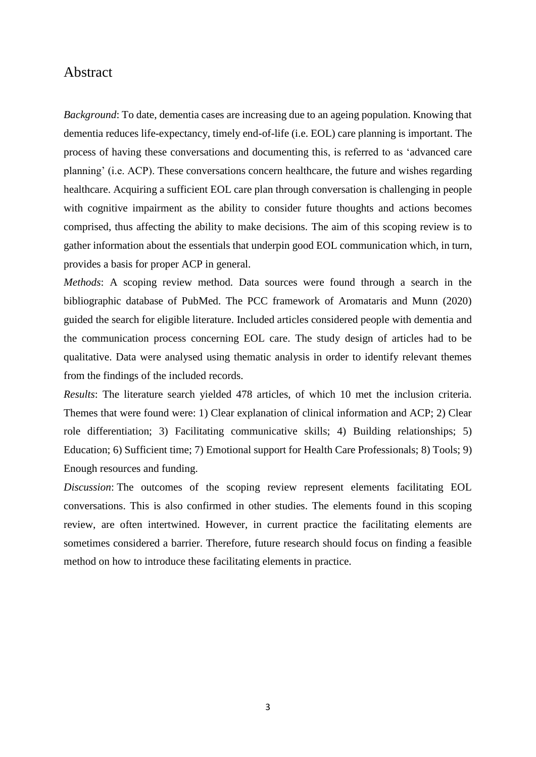# Abstract

*Background*: To date, dementia cases are increasing due to an ageing population. Knowing that dementia reduces life-expectancy, timely end-of-life (i.e. EOL) care planning is important. The process of having these conversations and documenting this, is referred to as 'advanced care planning' (i.e. ACP). These conversations concern healthcare, the future and wishes regarding healthcare. Acquiring a sufficient EOL care plan through conversation is challenging in people with cognitive impairment as the ability to consider future thoughts and actions becomes comprised, thus affecting the ability to make decisions. The aim of this scoping review is to gather information about the essentials that underpin good EOL communication which, in turn, provides a basis for proper ACP in general.

*Methods*: A scoping review method. Data sources were found through a search in the bibliographic database of PubMed. The PCC framework of Aromataris and Munn (2020) guided the search for eligible literature. Included articles considered people with dementia and the communication process concerning EOL care. The study design of articles had to be qualitative. Data were analysed using thematic analysis in order to identify relevant themes from the findings of the included records.

*Results*: The literature search yielded 478 articles, of which 10 met the inclusion criteria. Themes that were found were: 1) Clear explanation of clinical information and ACP; 2) Clear role differentiation; 3) Facilitating communicative skills; 4) Building relationships; 5) Education; 6) Sufficient time; 7) Emotional support for Health Care Professionals; 8) Tools; 9) Enough resources and funding.

*Discussion*: The outcomes of the scoping review represent elements facilitating EOL conversations. This is also confirmed in other studies. The elements found in this scoping review, are often intertwined. However, in current practice the facilitating elements are sometimes considered a barrier. Therefore, future research should focus on finding a feasible method on how to introduce these facilitating elements in practice.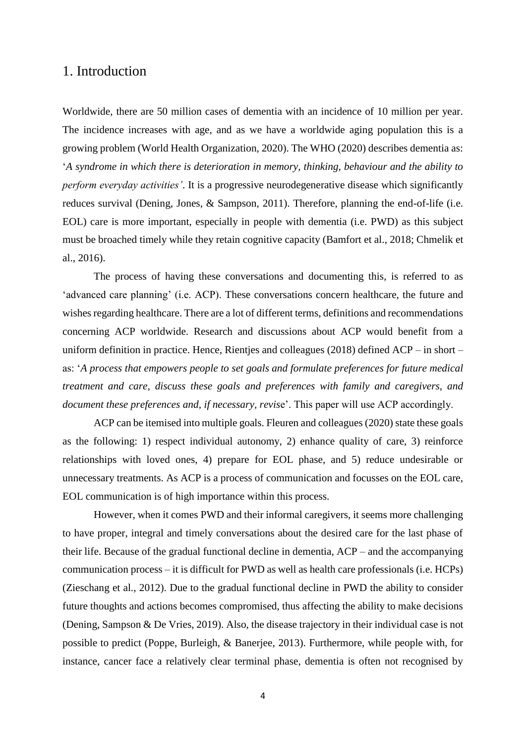# 1. Introduction

Worldwide, there are 50 million cases of dementia with an incidence of 10 million per year. The incidence increases with age, and as we have a worldwide aging population this is a growing problem (World Health Organization, 2020). The WHO (2020) describes dementia as: '*A syndrome in which there is deterioration in memory, thinking, behaviour and the ability to perform everyday activities'*. It is a progressive neurodegenerative disease which significantly reduces survival (Dening, Jones, & Sampson, 2011). Therefore, planning the end-of-life (i.e. EOL) care is more important, especially in people with dementia (i.e. PWD) as this subject must be broached timely while they retain cognitive capacity (Bamfort et al., 2018; Chmelik et al., 2016).

The process of having these conversations and documenting this, is referred to as 'advanced care planning' (i.e. ACP). These conversations concern healthcare, the future and wishes regarding healthcare. There are a lot of different terms, definitions and recommendations concerning ACP worldwide. Research and discussions about ACP would benefit from a uniform definition in practice. Hence, Rientjes and colleagues (2018) defined ACP – in short – as: '*A process that empowers people to set goals and formulate preferences for future medical treatment and care, discuss these goals and preferences with family and caregivers, and document these preferences and, if necessary, revise*'. This paper will use ACP accordingly.

ACP can be itemised into multiple goals. Fleuren and colleagues (2020) state these goals as the following: 1) respect individual autonomy, 2) enhance quality of care, 3) reinforce relationships with loved ones, 4) prepare for EOL phase, and 5) reduce undesirable or unnecessary treatments. As ACP is a process of communication and focusses on the EOL care, EOL communication is of high importance within this process.

However, when it comes PWD and their informal caregivers, it seems more challenging to have proper, integral and timely conversations about the desired care for the last phase of their life. Because of the gradual functional decline in dementia, ACP – and the accompanying communication process – it is difficult for PWD as well as health care professionals (i.e. HCPs) (Zieschang et al., 2012). Due to the gradual functional decline in PWD the ability to consider future thoughts and actions becomes compromised, thus affecting the ability to make decisions (Dening, Sampson & De Vries, 2019). Also, the disease trajectory in their individual case is not possible to predict (Poppe, Burleigh, & Banerjee, 2013). Furthermore, while people with, for instance, cancer face a relatively clear terminal phase, dementia is often not recognised by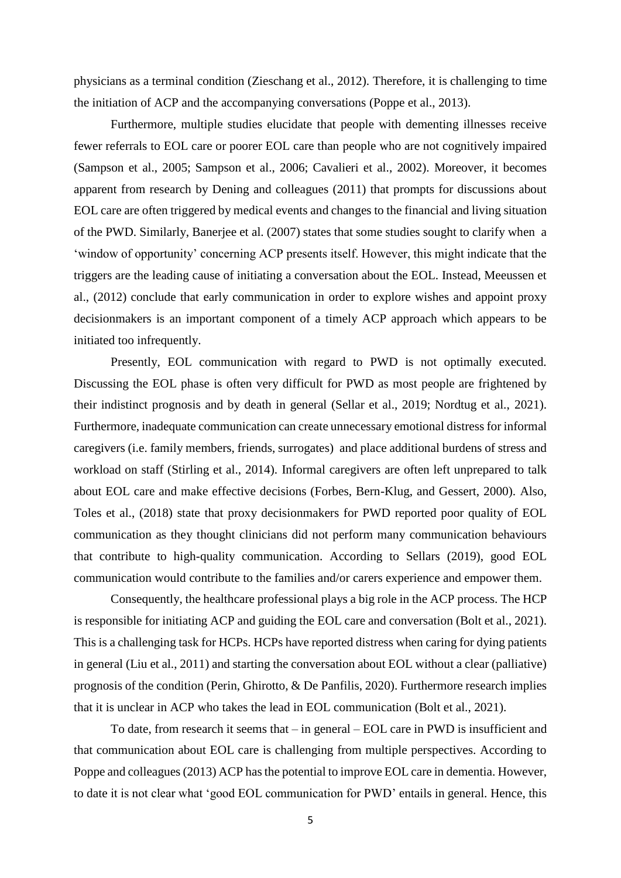physicians as a terminal condition (Zieschang et al., 2012). Therefore, it is challenging to time the initiation of ACP and the accompanying conversations (Poppe et al., 2013).

Furthermore, multiple studies elucidate that people with dementing illnesses receive fewer referrals to EOL care or poorer EOL care than people who are not cognitively impaired (Sampson et al., 2005; Sampson et al., 2006; Cavalieri et al., 2002). Moreover, it becomes apparent from research by Dening and colleagues (2011) that prompts for discussions about EOL care are often triggered by medical events and changes to the financial and living situation of the PWD. Similarly, Banerjee et al. (2007) states that some studies sought to clarify when a 'window of opportunity' concerning ACP presents itself. However, this might indicate that the triggers are the leading cause of initiating a conversation about the EOL. Instead, Meeussen et al., (2012) conclude that early communication in order to explore wishes and appoint proxy decisionmakers is an important component of a timely ACP approach which appears to be initiated too infrequently.

Presently, EOL communication with regard to PWD is not optimally executed. Discussing the EOL phase is often very difficult for PWD as most people are frightened by their indistinct prognosis and by death in general (Sellar et al., 2019; Nordtug et al., 2021). Furthermore, inadequate communication can create unnecessary emotional distress for informal caregivers (i.e. family members, friends, surrogates) and place additional burdens of stress and workload on staff (Stirling et al., 2014). Informal caregivers are often left unprepared to talk about EOL care and make effective decisions (Forbes, Bern-Klug, and Gessert, 2000). Also, Toles et al., (2018) state that proxy decisionmakers for PWD reported poor quality of EOL communication as they thought clinicians did not perform many communication behaviours that contribute to high-quality communication. According to Sellars (2019), good EOL communication would contribute to the families and/or carers experience and empower them.

Consequently, the healthcare professional plays a big role in the ACP process. The HCP is responsible for initiating ACP and guiding the EOL care and conversation (Bolt et al., 2021). This is a challenging task for HCPs. HCPs have reported distress when caring for dying patients in general (Liu et al., 2011) and starting the conversation about EOL without a clear (palliative) prognosis of the condition (Perin, Ghirotto, & De Panfilis, 2020). Furthermore research implies that it is unclear in ACP who takes the lead in EOL communication (Bolt et al., 2021).

To date, from research it seems that – in general – EOL care in PWD is insufficient and that communication about EOL care is challenging from multiple perspectives. According to Poppe and colleagues (2013) ACP has the potential to improve EOL care in dementia. However, to date it is not clear what 'good EOL communication for PWD' entails in general. Hence, this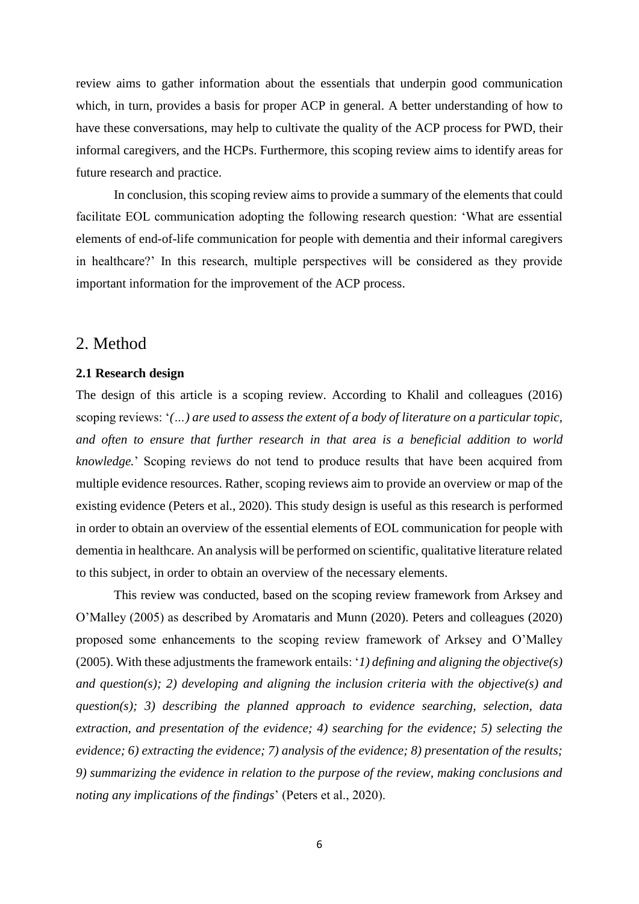review aims to gather information about the essentials that underpin good communication which, in turn, provides a basis for proper ACP in general. A better understanding of how to have these conversations, may help to cultivate the quality of the ACP process for PWD, their informal caregivers, and the HCPs. Furthermore, this scoping review aims to identify areas for future research and practice.

In conclusion, this scoping review aims to provide a summary of the elements that could facilitate EOL communication adopting the following research question: 'What are essential elements of end-of-life communication for people with dementia and their informal caregivers in healthcare?' In this research, multiple perspectives will be considered as they provide important information for the improvement of the ACP process.

# 2. Method

### 2.1 Research design

The design of this article is a scoping review. According to Khalil and colleagues (2016) scoping reviews: '*(…) are used to assess the extent of a body of literature on a particular topic, and often to ensure that further research in that area is a beneficial addition to world knowledge.*' Scoping reviews do not tend to produce results that have been acquired from multiple evidence resources. Rather, scoping reviews aim to provide an overview or map of the existing evidence (Peters et al., 2020). This study design is useful as this research is performed in order to obtain an overview of the essential elements of EOL communication for people with dementia in healthcare. An analysis will be performed on scientific, qualitative literature related to this subject, in order to obtain an overview of the necessary elements.

This review was conducted, based on the scoping review framework from Arksey and O'Malley (2005) as described by Aromataris and Munn (2020). Peters and colleagues (2020) proposed some enhancements to the scoping review framework of Arksey and O'Malley (2005). With these adjustments the framework entails: '*1) defining and aligning the objective(s) and question(s); 2) developing and aligning the inclusion criteria with the objective(s) and question(s); 3) describing the planned approach to evidence searching, selection, data extraction, and presentation of the evidence; 4) searching for the evidence; 5) selecting the evidence; 6) extracting the evidence; 7) analysis of the evidence; 8) presentation of the results; 9) summarizing the evidence in relation to the purpose of the review, making conclusions and noting any implications of the findings*' (Peters et al., 2020).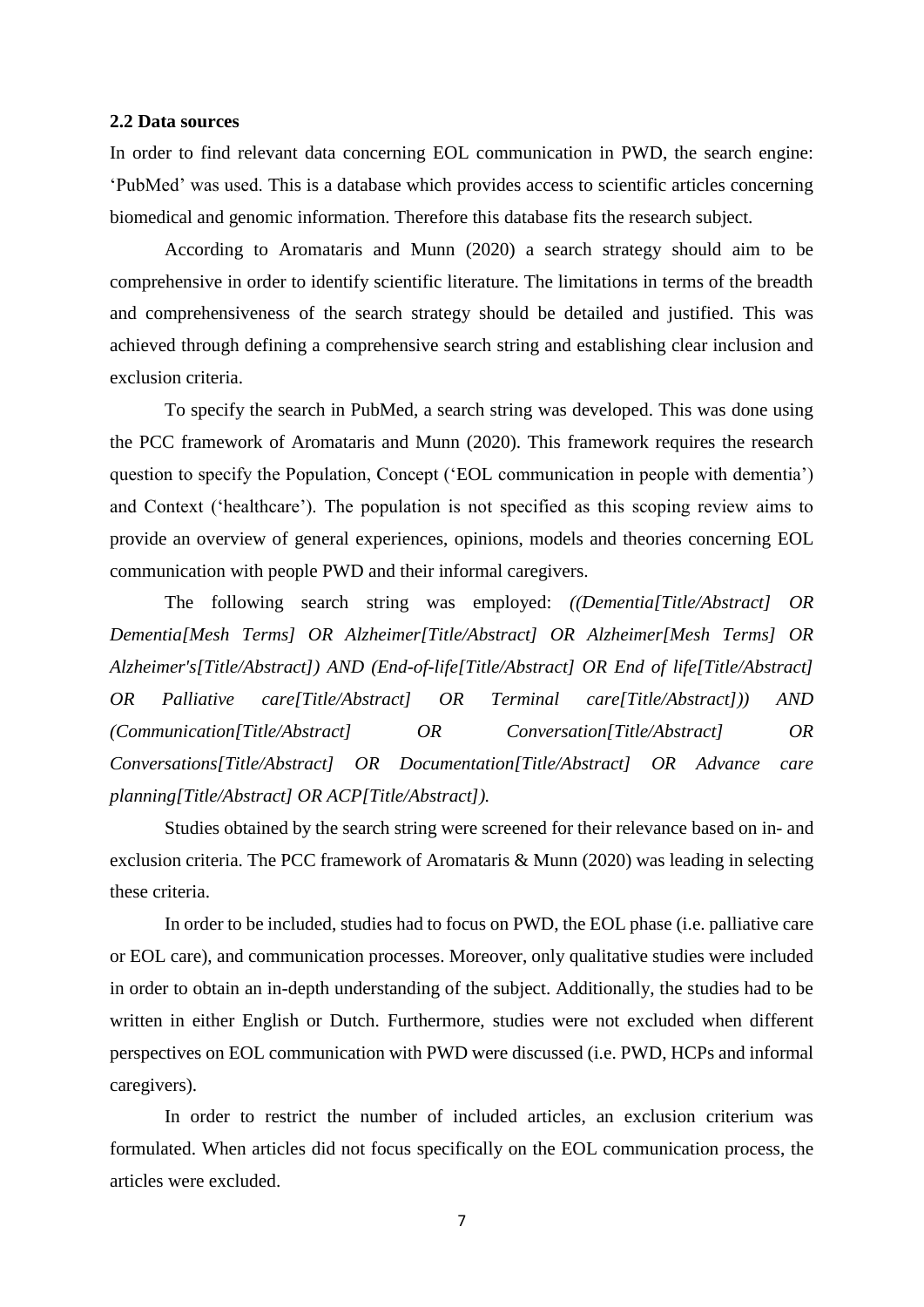### 2.2 Data sources

In order to find relevant data concerning EOL communication in PWD, the search engine: 'PubMed' was used. This is a database which provides access to scientific articles concerning biomedical and genomic information. Therefore this database fits the research subject.

According to Aromataris and Munn (2020) a search strategy should aim to be comprehensive in order to identify scientific literature. The limitations in terms of the breadth and comprehensiveness of the search strategy should be detailed and justified. This was achieved through defining a comprehensive search string and establishing clear inclusion and exclusion criteria.

To specify the search in PubMed, a search string was developed. This was done using the PCC framework of Aromataris and Munn (2020). This framework requires the research question to specify the Population, Concept ('EOL communication in people with dementia') and Context ('healthcare'). The population is not specified as this scoping review aims to provide an overview of general experiences, opinions, models and theories concerning EOL communication with people PWD and their informal caregivers.

The following search string was employed: *((Dementia[Title/Abstract] OR Dementia[Mesh Terms] OR Alzheimer[Title/Abstract] OR Alzheimer[Mesh Terms] OR Alzheimer's[Title/Abstract]) AND (End-of-life[Title/Abstract] OR End of life[Title/Abstract] OR Palliative care[Title/Abstract] OR Terminal care[Title/Abstract])) AND (Communication[Title/Abstract] OR Conversation[Title/Abstract] OR Conversations[Title/Abstract] OR Documentation[Title/Abstract] OR Advance care planning[Title/Abstract] OR ACP[Title/Abstract]).*

Studies obtained by the search string were screened for their relevance based on in- and exclusion criteria. The PCC framework of Aromataris & Munn (2020) was leading in selecting these criteria.

In order to be included, studies had to focus on PWD, the EOL phase (i.e. palliative care or EOL care), and communication processes. Moreover, only qualitative studies were included in order to obtain an in-depth understanding of the subject. Additionally, the studies had to be written in either English or Dutch. Furthermore, studies were not excluded when different perspectives on EOL communication with PWD were discussed (i.e. PWD, HCPs and informal caregivers).

In order to restrict the number of included articles, an exclusion criterium was formulated. When articles did not focus specifically on the EOL communication process, the articles were excluded.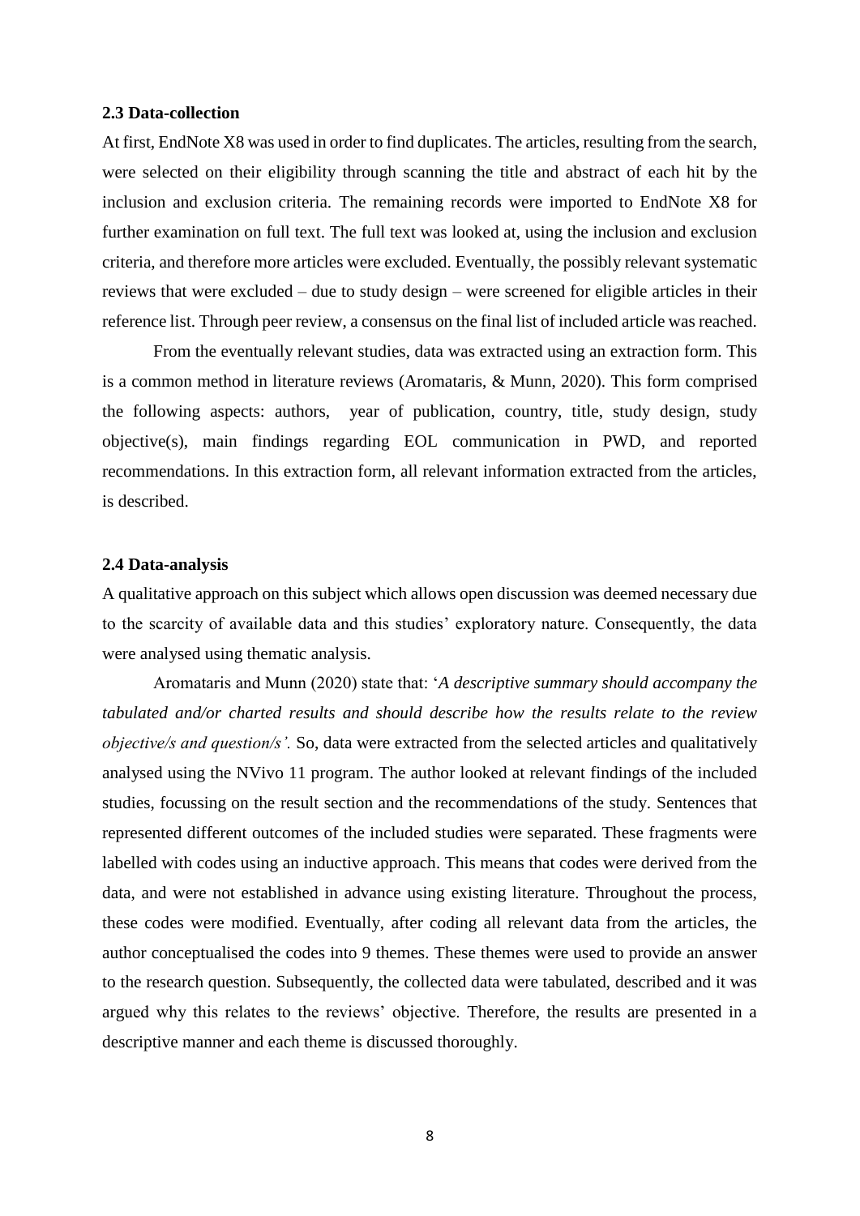### 2.3 Data-collection

At first, EndNote X8 was used in order to find duplicates. The articles, resulting from the search, were selected on their eligibility through scanning the title and abstract of each hit by the inclusion and exclusion criteria. The remaining records were imported to EndNote X8 for further examination on full text. The full text was looked at, using the inclusion and exclusion criteria, and therefore more articles were excluded. Eventually, the possibly relevant systematic reviews that were excluded – due to study design – were screened for eligible articles in their reference list. Through peer review, a consensus on the final list of included article was reached.

From the eventually relevant studies, data was extracted using an extraction form. This is a common method in literature reviews (Aromataris, & Munn, 2020). This form comprised the following aspects: authors, year of publication, country, title, study design, study objective(s), main findings regarding EOL communication in PWD, and reported recommendations. In this extraction form, all relevant information extracted from the articles, is described.

### 2.4 Data-analysis

A qualitative approach on this subject which allows open discussion was deemed necessary due to the scarcity of available data and this studies' exploratory nature. Consequently, the data were analysed using thematic analysis.

Aromataris and Munn (2020) state that: '*A descriptive summary should accompany the tabulated and/or charted results and should describe how the results relate to the review objective/s and question/s'.* So, data were extracted from the selected articles and qualitatively analysed using the NVivo 11 program. The author looked at relevant findings of the included studies, focussing on the result section and the recommendations of the study. Sentences that represented different outcomes of the included studies were separated. These fragments were labelled with codes using an inductive approach. This means that codes were derived from the data, and were not established in advance using existing literature. Throughout the process, these codes were modified. Eventually, after coding all relevant data from the articles, the author conceptualised the codes into 9 themes. These themes were used to provide an answer to the research question. Subsequently, the collected data were tabulated, described and it was argued why this relates to the reviews' objective. Therefore, the results are presented in a descriptive manner and each theme is discussed thoroughly.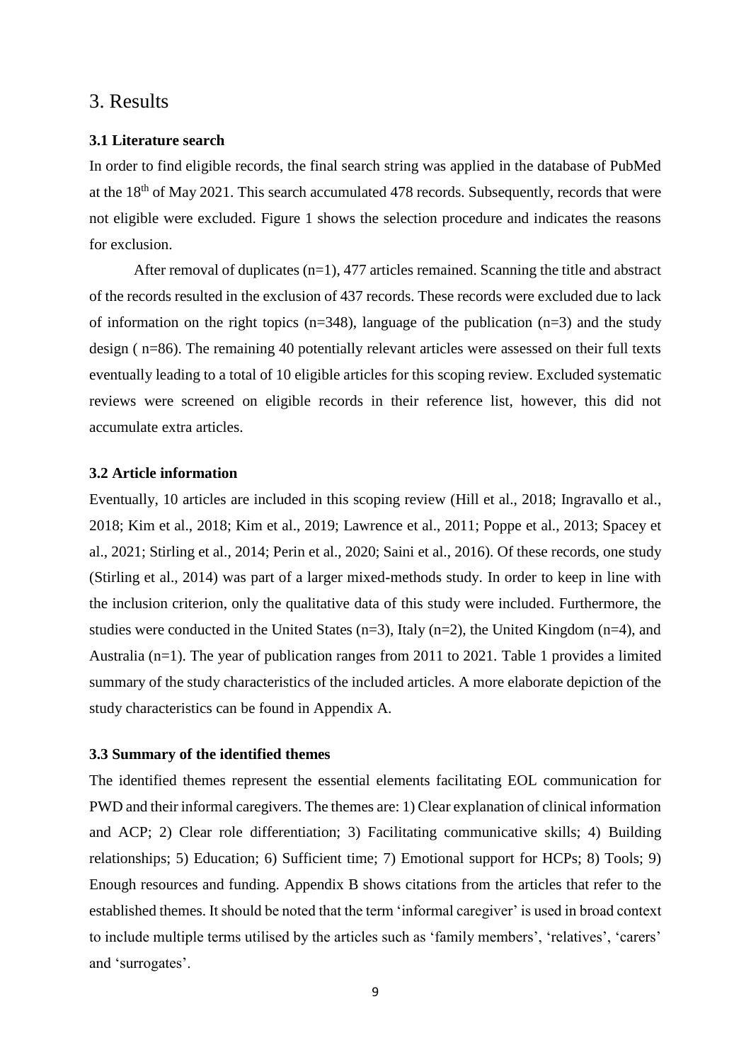# 3. Results

### 3.1 Literature search

In order to find eligible records, the final search string was applied in the database of PubMed at the 18th of May 2021. This search accumulated 478 records. Subsequently, records that were not eligible were excluded. Figure 1 shows the selection procedure and indicates the reasons for exclusion.

After removal of duplicates (n=1), 477 articles remained. Scanning the title and abstract of the records resulted in the exclusion of 437 records. These records were excluded due to lack of information on the right topics (n=348), language of the publication (n=3) and the study design ( n=86). The remaining 40 potentially relevant articles were assessed on their full texts eventually leading to a total of 10 eligible articles for this scoping review. Excluded systematic reviews were screened on eligible records in their reference list, however, this did not accumulate extra articles.

### 3.2 Article information

Eventually, 10 articles are included in this scoping review (Hill et al., 2018; Ingravallo et al., 2018; Kim et al., 2018; Kim et al., 2019; Lawrence et al., 2011; Poppe et al., 2013; Spacey et al., 2021; Stirling et al., 2014; Perin et al., 2020; Saini et al., 2016). Of these records, one study (Stirling et al., 2014) was part of a larger mixed-methods study. In order to keep in line with the inclusion criterion, only the qualitative data of this study were included. Furthermore, the studies were conducted in the United States (n=3), Italy (n=2), the United Kingdom (n=4), and Australia (n=1). The year of publication ranges from 2011 to 2021. Table 1 provides a limited summary of the study characteristics of the included articles. A more elaborate depiction of the study characteristics can be found in Appendix A.

### 3.3 Summary of the identified themes

The identified themes represent the essential elements facilitating EOL communication for PWD and their informal caregivers. The themes are: 1) Clear explanation of clinical information and ACP; 2) Clear role differentiation; 3) Facilitating communicative skills; 4) Building relationships; 5) Education; 6) Sufficient time; 7) Emotional support for HCPs; 8) Tools; 9) Enough resources and funding. Appendix B shows citations from the articles that refer to the established themes. It should be noted that the term 'informal caregiver' is used in broad context to include multiple terms utilised by the articles such as 'family members', 'relatives', 'carers' and 'surrogates'.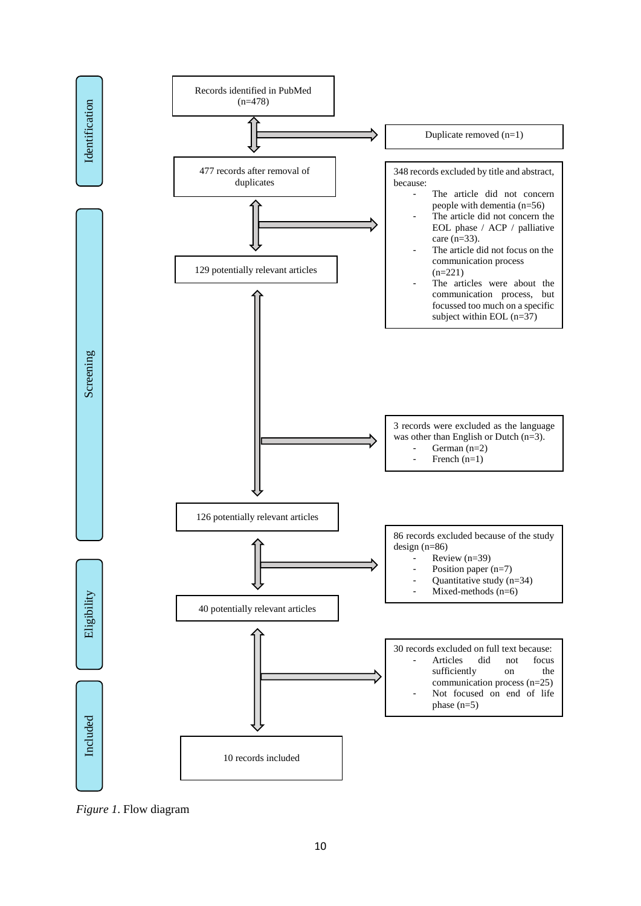**Identification**

Records identified in PubMed (n=478)

→ Duplicate removed (n=1)

477 records after removal of duplicates

**Screening**

→ 348 records excluded by title and abstract, because:
- The article did not concern people with dementia (n=56)
- The article did not concern the EOL phase / ACP / palliative care (n=33).
- The article did not focus on the communication process (n=221)
- The articles were about the communication process, but focussed too much on a specific subject within EOL (n=37)

129 potentially relevant articles

→ 3 records were excluded as the language was other than English or Dutch (n=3).
- German (n=2)
- French (n=1)

126 potentially relevant articles

→ 86 records excluded because of the study design (n=86)
- Review (n=39)
- Position paper (n=7)
- Quantitative study (n=34)
- Mixed-methods (n=6)

**Eligibility**

40 potentially relevant articles

→ 30 records excluded on full text because:
- Articles did not focus sufficiently on the communication process (n=25)
- Not focused on end of life phase (n=5)

**Included**

10 records included

*Figure 1*. Flow diagram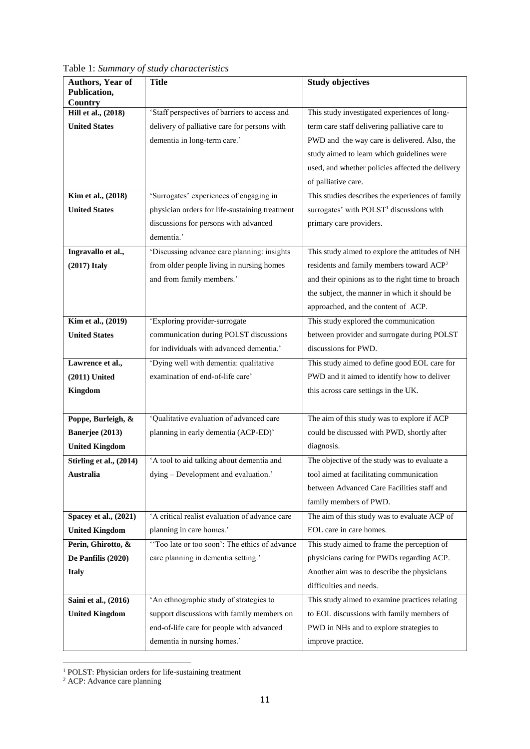Table 1: *Summary of study characteristics*

| **Authors, Year of Publication, Country** | **Title** | **Study objectives** |
|---|---|---|
| **Hill et al., (2018) United States** | 'Staff perspectives of barriers to access and delivery of palliative care for persons with dementia in long-term care.' | This study investigated experiences of long-term care staff delivering palliative care to PWD and the way care is delivered. Also, the study aimed to learn which guidelines were used, and whether policies affected the delivery of palliative care. |
| **Kim et al., (2018) United States** | 'Surrogates' experiences of engaging in physician orders for life-sustaining treatment discussions for persons with advanced dementia.' | This studies describes the experiences of family surrogates' with POLST[1] discussions with primary care providers. |
| **Ingravallo et al., (2017) Italy** | 'Discussing advance care planning: insights from older people living in nursing homes and from family members.' | This study aimed to explore the attitudes of NH residents and family members toward ACP[2] and their opinions as to the right time to broach the subject, the manner in which it should be approached, and the content of ACP. |
| **Kim et al., (2019) United States** | 'Exploring provider-surrogate communication during POLST discussions for individuals with advanced dementia.' | This study explored the communication between provider and surrogate during POLST discussions for PWD. |
| **Lawrence et al., (2011) United Kingdom** | 'Dying well with dementia: qualitative examination of end-of-life care' | This study aimed to define good EOL care for PWD and it aimed to identify how to deliver this across care settings in the UK. |
| **Poppe, Burleigh, & Banerjee (2013) United Kingdom** | 'Qualitative evaluation of advanced care planning in early dementia (ACP-ED)' | The aim of this study was to explore if ACP could be discussed with PWD, shortly after diagnosis. |
| **Stirling et al., (2014) Australia** | 'A tool to aid talking about dementia and dying – Development and evaluation.' | The objective of the study was to evaluate a tool aimed at facilitating communication between Advanced Care Facilities staff and family members of PWD. |
| **Spacey et al., (2021) United Kingdom** | 'A critical realist evaluation of advance care planning in care homes.' | The aim of this study was to evaluate ACP of EOL care in care homes. |
| **Perin, Ghirotto, & De Panfilis (2020) Italy** | ''Too late or too soon': The ethics of advance care planning in dementia setting.' | This study aimed to frame the perception of physicians caring for PWDs regarding ACP. Another aim was to describe the physicians difficulties and needs. |
| **Saini et al., (2016) United Kingdom** | 'An ethnographic study of strategies to support discussions with family members on end-of-life care for people with advanced dementia in nursing homes.' | This study aimed to examine practices relating to EOL discussions with family members of PWD in NHs and to explore strategies to improve practice. |

[1] POLST: Physician orders for life-sustaining treatment

[2] ACP: Advance care planning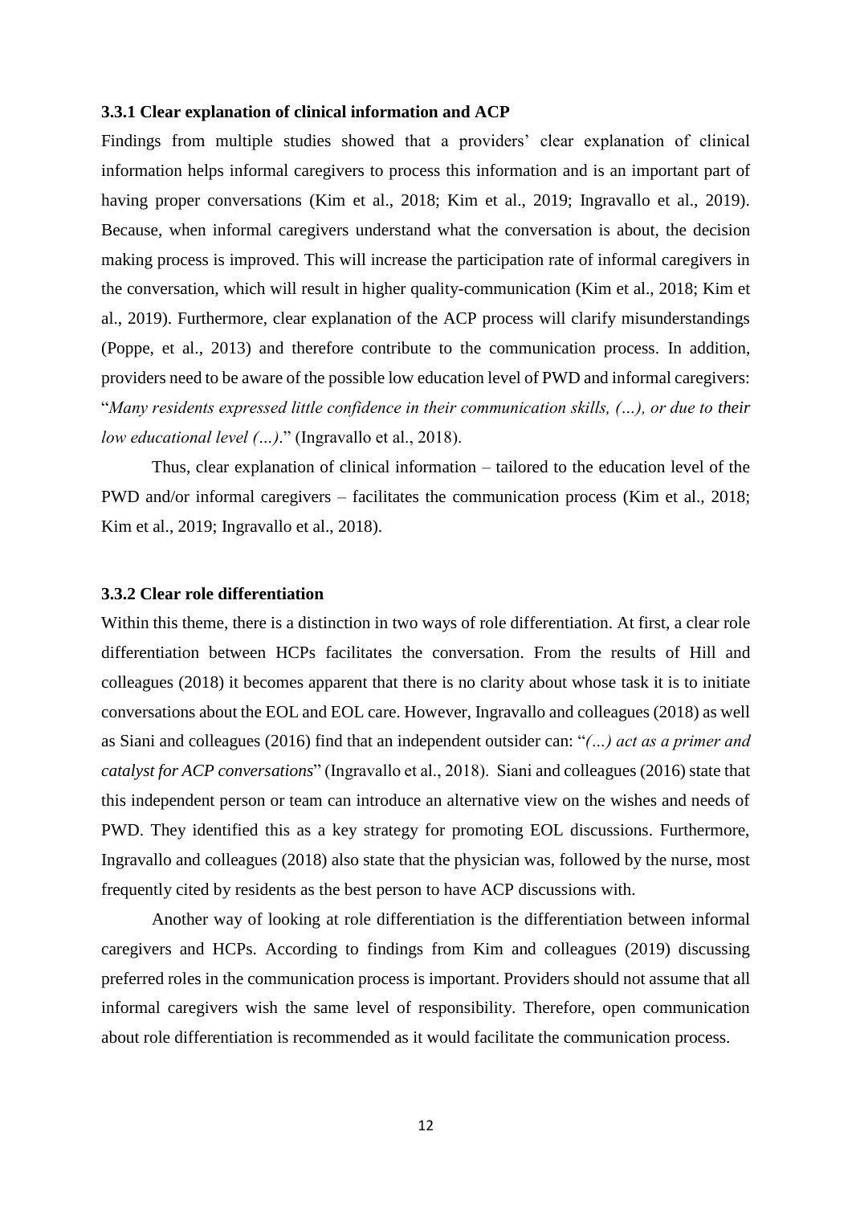### 3.3.1 Clear explanation of clinical information and ACP

Findings from multiple studies showed that a providers' clear explanation of clinical information helps informal caregivers to process this information and is an important part of having proper conversations (Kim et al., 2018; Kim et al., 2019; Ingravallo et al., 2019). Because, when informal caregivers understand what the conversation is about, the decision making process is improved. This will increase the participation rate of informal caregivers in the conversation, which will result in higher quality-communication (Kim et al., 2018; Kim et al., 2019). Furthermore, clear explanation of the ACP process will clarify misunderstandings (Poppe, et al., 2013) and therefore contribute to the communication process. In addition, providers need to be aware of the possible low education level of PWD and informal caregivers: "*Many residents expressed little confidence in their communication skills, (…), or due to their low educational level (…).*" (Ingravallo et al., 2018).

Thus, clear explanation of clinical information – tailored to the education level of the PWD and/or informal caregivers – facilitates the communication process (Kim et al., 2018; Kim et al., 2019; Ingravallo et al., 2018).

### 3.3.2 Clear role differentiation

Within this theme, there is a distinction in two ways of role differentiation. At first, a clear role differentiation between HCPs facilitates the conversation. From the results of Hill and colleagues (2018) it becomes apparent that there is no clarity about whose task it is to initiate conversations about the EOL and EOL care. However, Ingravallo and colleagues (2018) as well as Siani and colleagues (2016) find that an independent outsider can: "*(…) act as a primer and catalyst for ACP conversations*" (Ingravallo et al., 2018). Siani and colleagues (2016) state that this independent person or team can introduce an alternative view on the wishes and needs of PWD. They identified this as a key strategy for promoting EOL discussions. Furthermore, Ingravallo and colleagues (2018) also state that the physician was, followed by the nurse, most frequently cited by residents as the best person to have ACP discussions with.

Another way of looking at role differentiation is the differentiation between informal caregivers and HCPs. According to findings from Kim and colleagues (2019) discussing preferred roles in the communication process is important. Providers should not assume that all informal caregivers wish the same level of responsibility. Therefore, open communication about role differentiation is recommended as it would facilitate the communication process.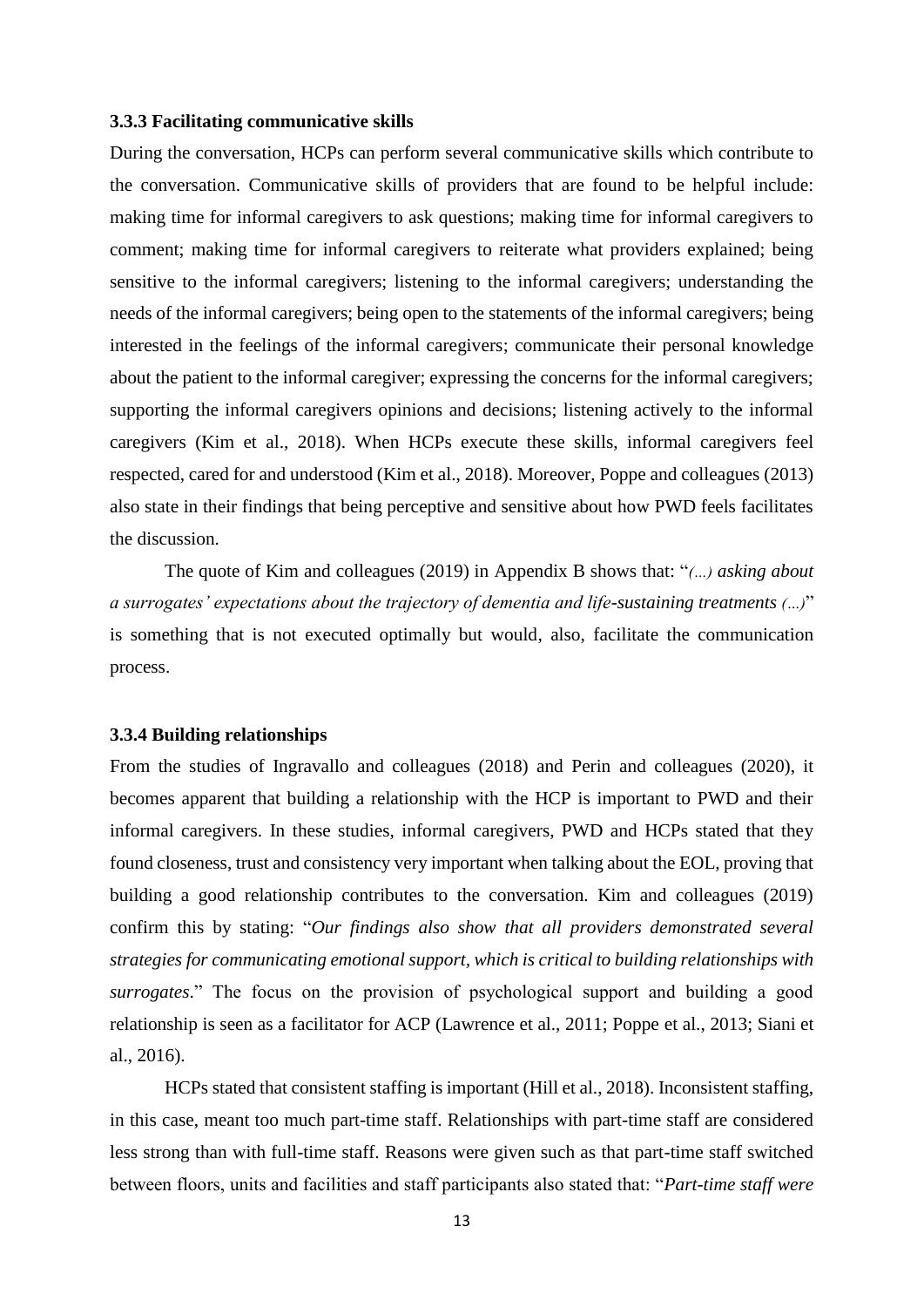### 3.3.3 Facilitating communicative skills

During the conversation, HCPs can perform several communicative skills which contribute to the conversation. Communicative skills of providers that are found to be helpful include: making time for informal caregivers to ask questions; making time for informal caregivers to comment; making time for informal caregivers to reiterate what providers explained; being sensitive to the informal caregivers; listening to the informal caregivers; understanding the needs of the informal caregivers; being open to the statements of the informal caregivers; being interested in the feelings of the informal caregivers; communicate their personal knowledge about the patient to the informal caregiver; expressing the concerns for the informal caregivers; supporting the informal caregivers opinions and decisions; listening actively to the informal caregivers (Kim et al., 2018). When HCPs execute these skills, informal caregivers feel respected, cared for and understood (Kim et al., 2018). Moreover, Poppe and colleagues (2013) also state in their findings that being perceptive and sensitive about how PWD feels facilitates the discussion.

The quote of Kim and colleagues (2019) in Appendix B shows that: "*(...) asking about a surrogates' expectations about the trajectory of dementia and life-sustaining treatments (...)*" is something that is not executed optimally but would, also, facilitate the communication process.

### 3.3.4 Building relationships

From the studies of Ingravallo and colleagues (2018) and Perin and colleagues (2020), it becomes apparent that building a relationship with the HCP is important to PWD and their informal caregivers. In these studies, informal caregivers, PWD and HCPs stated that they found closeness, trust and consistency very important when talking about the EOL, proving that building a good relationship contributes to the conversation. Kim and colleagues (2019) confirm this by stating: "*Our findings also show that all providers demonstrated several strategies for communicating emotional support, which is critical to building relationships with surrogates*." The focus on the provision of psychological support and building a good relationship is seen as a facilitator for ACP (Lawrence et al., 2011; Poppe et al., 2013; Siani et al., 2016).

HCPs stated that consistent staffing is important (Hill et al., 2018). Inconsistent staffing, in this case, meant too much part-time staff. Relationships with part-time staff are considered less strong than with full-time staff. Reasons were given such as that part-time staff switched between floors, units and facilities and staff participants also stated that: "*Part-time staff were*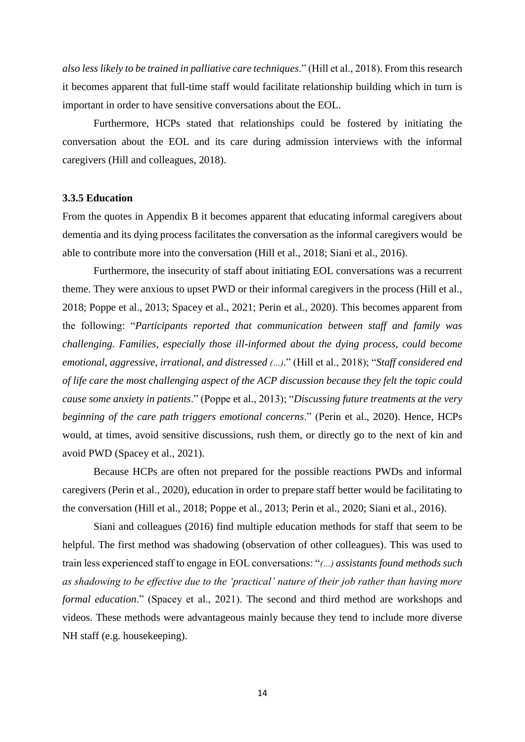*also less likely to be trained in palliative care techniques*." (Hill et al., 2018). From this research it becomes apparent that full-time staff would facilitate relationship building which in turn is important in order to have sensitive conversations about the EOL.

Furthermore, HCPs stated that relationships could be fostered by initiating the conversation about the EOL and its care during admission interviews with the informal caregivers (Hill and colleagues, 2018).

### 3.3.5 Education

From the quotes in Appendix B it becomes apparent that educating informal caregivers about dementia and its dying process facilitates the conversation as the informal caregivers would be able to contribute more into the conversation (Hill et al., 2018; Siani et al., 2016).

Furthermore, the insecurity of staff about initiating EOL conversations was a recurrent theme. They were anxious to upset PWD or their informal caregivers in the process (Hill et al., 2018; Poppe et al., 2013; Spacey et al., 2021; Perin et al., 2020). This becomes apparent from the following: "*Participants reported that communication between staff and family was challenging. Families, especially those ill-informed about the dying process, could become emotional, aggressive, irrational, and distressed (…)*." (Hill et al., 2018); "*Staff considered end of life care the most challenging aspect of the ACP discussion because they felt the topic could cause some anxiety in patients*." (Poppe et al., 2013); "*Discussing future treatments at the very beginning of the care path triggers emotional concerns*." (Perin et al., 2020). Hence, HCPs would, at times, avoid sensitive discussions, rush them, or directly go to the next of kin and avoid PWD (Spacey et al., 2021).

Because HCPs are often not prepared for the possible reactions PWDs and informal caregivers (Perin et al., 2020), education in order to prepare staff better would be facilitating to the conversation (Hill et al., 2018; Poppe et al., 2013; Perin et al., 2020; Siani et al., 2016).

Siani and colleagues (2016) find multiple education methods for staff that seem to be helpful. The first method was shadowing (observation of other colleagues). This was used to train less experienced staff to engage in EOL conversations: "*(…) assistants found methods such as shadowing to be effective due to the 'practical' nature of their job rather than having more formal education*." (Spacey et al., 2021). The second and third method are workshops and videos. These methods were advantageous mainly because they tend to include more diverse NH staff (e.g. housekeeping).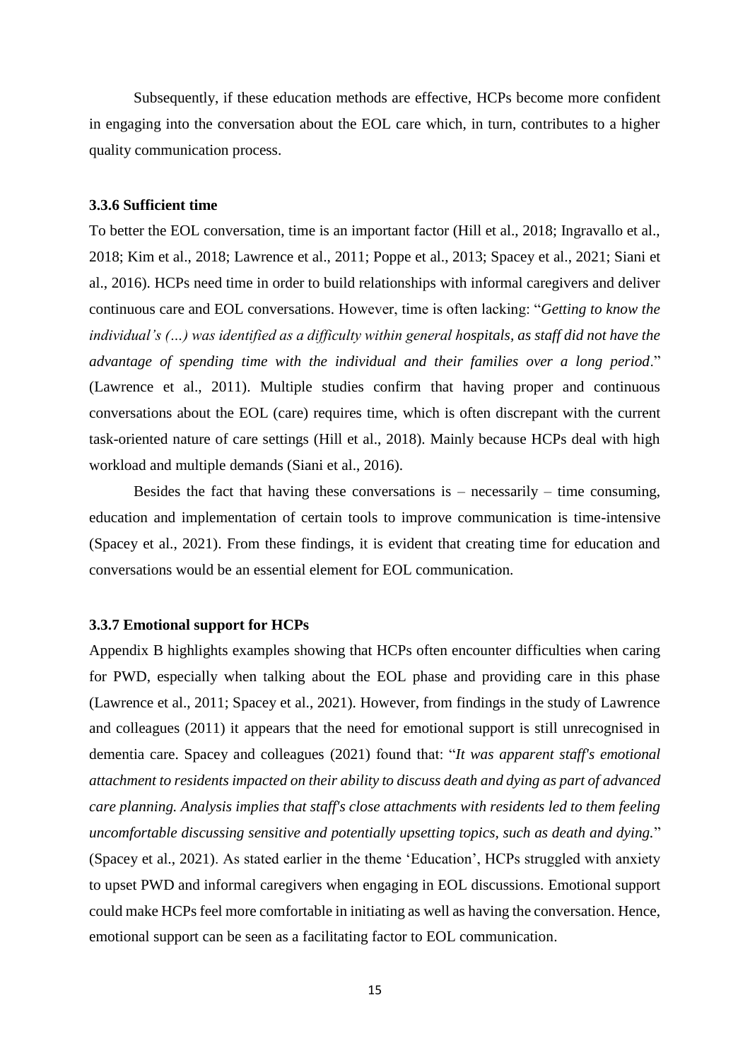Subsequently, if these education methods are effective, HCPs become more confident in engaging into the conversation about the EOL care which, in turn, contributes to a higher quality communication process.

### 3.3.6 Sufficient time

To better the EOL conversation, time is an important factor (Hill et al., 2018; Ingravallo et al., 2018; Kim et al., 2018; Lawrence et al., 2011; Poppe et al., 2013; Spacey et al., 2021; Siani et al., 2016). HCPs need time in order to build relationships with informal caregivers and deliver continuous care and EOL conversations. However, time is often lacking: "*Getting to know the individual's (…) was identified as a difficulty within general hospitals, as staff did not have the advantage of spending time with the individual and their families over a long period*." (Lawrence et al., 2011). Multiple studies confirm that having proper and continuous conversations about the EOL (care) requires time, which is often discrepant with the current task-oriented nature of care settings (Hill et al., 2018). Mainly because HCPs deal with high workload and multiple demands (Siani et al., 2016).

Besides the fact that having these conversations is – necessarily – time consuming, education and implementation of certain tools to improve communication is time-intensive (Spacey et al., 2021). From these findings, it is evident that creating time for education and conversations would be an essential element for EOL communication.

### 3.3.7 Emotional support for HCPs

Appendix B highlights examples showing that HCPs often encounter difficulties when caring for PWD, especially when talking about the EOL phase and providing care in this phase (Lawrence et al., 2011; Spacey et al., 2021). However, from findings in the study of Lawrence and colleagues (2011) it appears that the need for emotional support is still unrecognised in dementia care. Spacey and colleagues (2021) found that: "*It was apparent staff's emotional attachment to residents impacted on their ability to discuss death and dying as part of advanced care planning. Analysis implies that staff's close attachments with residents led to them feeling uncomfortable discussing sensitive and potentially upsetting topics, such as death and dying.*" (Spacey et al., 2021). As stated earlier in the theme 'Education', HCPs struggled with anxiety to upset PWD and informal caregivers when engaging in EOL discussions. Emotional support could make HCPs feel more comfortable in initiating as well as having the conversation. Hence, emotional support can be seen as a facilitating factor to EOL communication.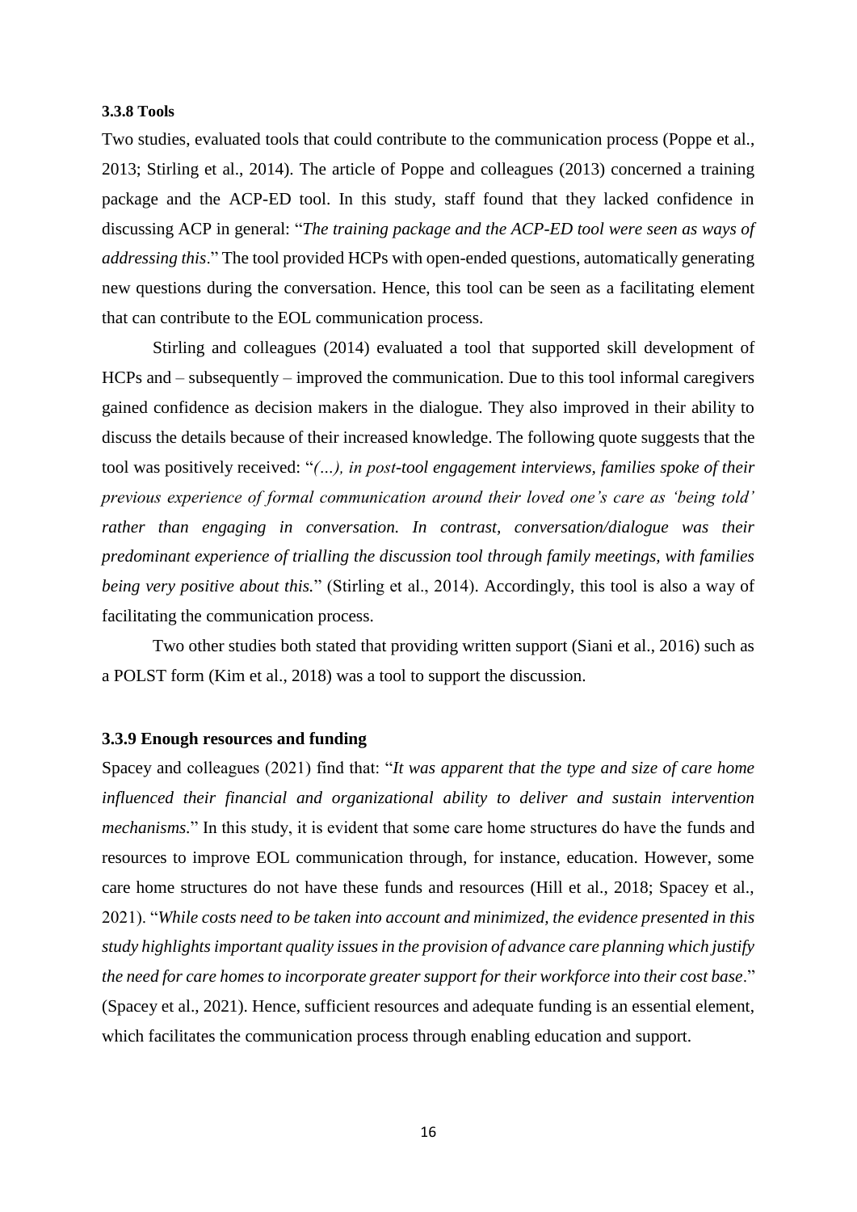#### 3.3.8 Tools

Two studies, evaluated tools that could contribute to the communication process (Poppe et al., 2013; Stirling et al., 2014). The article of Poppe and colleagues (2013) concerned a training package and the ACP-ED tool. In this study, staff found that they lacked confidence in discussing ACP in general: "*The training package and the ACP-ED tool were seen as ways of addressing this*." The tool provided HCPs with open-ended questions, automatically generating new questions during the conversation. Hence, this tool can be seen as a facilitating element that can contribute to the EOL communication process.

Stirling and colleagues (2014) evaluated a tool that supported skill development of HCPs and – subsequently – improved the communication. Due to this tool informal caregivers gained confidence as decision makers in the dialogue. They also improved in their ability to discuss the details because of their increased knowledge. The following quote suggests that the tool was positively received: "*(…), in post-tool engagement interviews, families spoke of their previous experience of formal communication around their loved one's care as 'being told' rather than engaging in conversation. In contrast, conversation/dialogue was their predominant experience of trialling the discussion tool through family meetings, with families being very positive about this.*" (Stirling et al., 2014). Accordingly, this tool is also a way of facilitating the communication process.

Two other studies both stated that providing written support (Siani et al., 2016) such as a POLST form (Kim et al., 2018) was a tool to support the discussion.

#### 3.3.9 Enough resources and funding

Spacey and colleagues (2021) find that: "*It was apparent that the type and size of care home influenced their financial and organizational ability to deliver and sustain intervention mechanisms.*" In this study, it is evident that some care home structures do have the funds and resources to improve EOL communication through, for instance, education. However, some care home structures do not have these funds and resources (Hill et al., 2018; Spacey et al., 2021). "*While costs need to be taken into account and minimized, the evidence presented in this study highlights important quality issues in the provision of advance care planning which justify the need for care homes to incorporate greater support for their workforce into their cost base*." (Spacey et al., 2021). Hence, sufficient resources and adequate funding is an essential element, which facilitates the communication process through enabling education and support.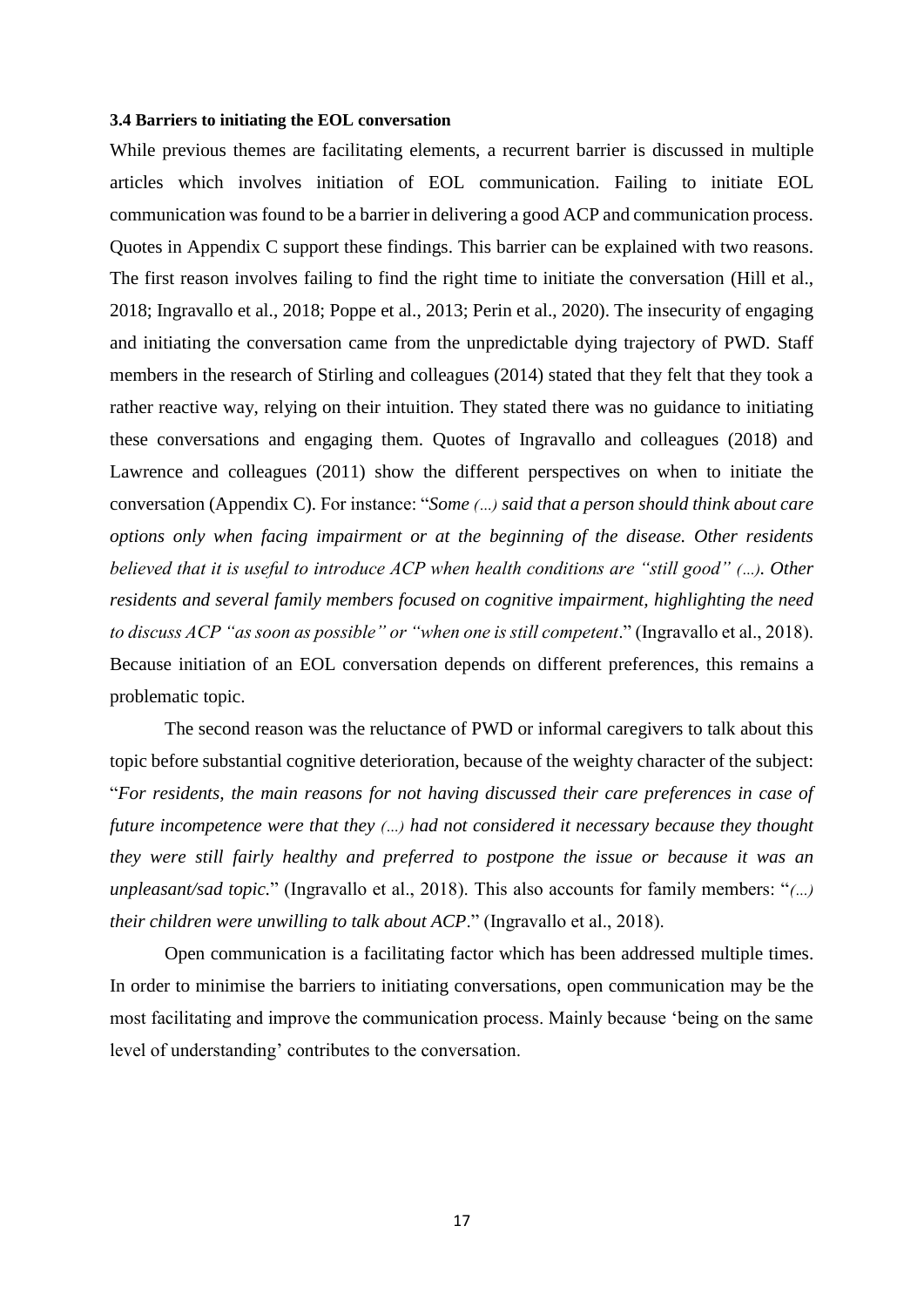### 3.4 Barriers to initiating the EOL conversation

While previous themes are facilitating elements, a recurrent barrier is discussed in multiple articles which involves initiation of EOL communication. Failing to initiate EOL communication was found to be a barrier in delivering a good ACP and communication process. Quotes in Appendix C support these findings. This barrier can be explained with two reasons. The first reason involves failing to find the right time to initiate the conversation (Hill et al., 2018; Ingravallo et al., 2018; Poppe et al., 2013; Perin et al., 2020). The insecurity of engaging and initiating the conversation came from the unpredictable dying trajectory of PWD. Staff members in the research of Stirling and colleagues (2014) stated that they felt that they took a rather reactive way, relying on their intuition. They stated there was no guidance to initiating these conversations and engaging them. Quotes of Ingravallo and colleagues (2018) and Lawrence and colleagues (2011) show the different perspectives on when to initiate the conversation (Appendix C). For instance: "*Some (...) said that a person should think about care options only when facing impairment or at the beginning of the disease. Other residents believed that it is useful to introduce ACP when health conditions are "still good" (...). Other residents and several family members focused on cognitive impairment, highlighting the need to discuss ACP "as soon as possible" or "when one is still competent*." (Ingravallo et al., 2018). Because initiation of an EOL conversation depends on different preferences, this remains a problematic topic.

The second reason was the reluctance of PWD or informal caregivers to talk about this topic before substantial cognitive deterioration, because of the weighty character of the subject: "*For residents, the main reasons for not having discussed their care preferences in case of future incompetence were that they (...) had not considered it necessary because they thought they were still fairly healthy and preferred to postpone the issue or because it was an unpleasant/sad topic.*" (Ingravallo et al., 2018). This also accounts for family members: "*(...) their children were unwilling to talk about ACP*." (Ingravallo et al., 2018).

Open communication is a facilitating factor which has been addressed multiple times. In order to minimise the barriers to initiating conversations, open communication may be the most facilitating and improve the communication process. Mainly because 'being on the same level of understanding' contributes to the conversation.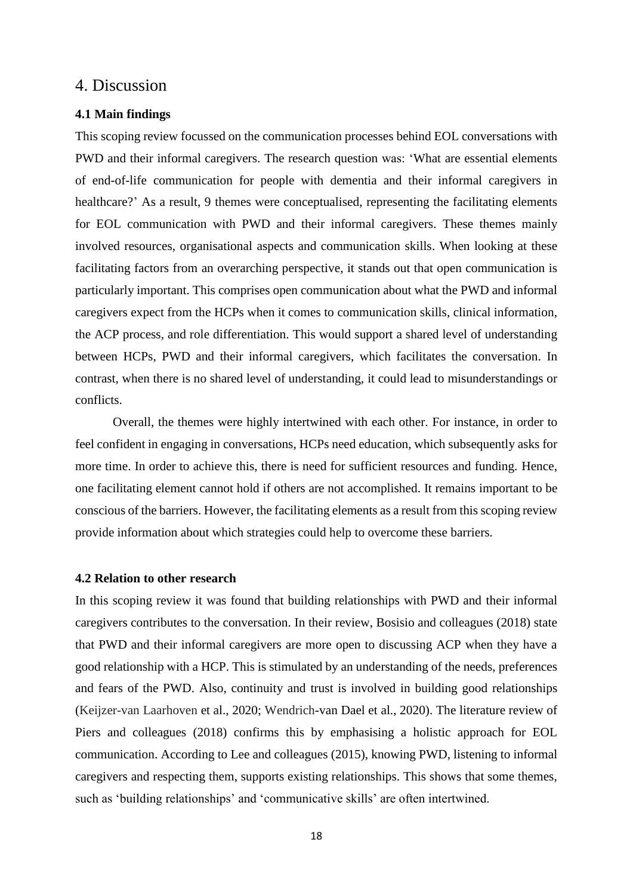# 4. Discussion

### 4.1 Main findings

This scoping review focussed on the communication processes behind EOL conversations with PWD and their informal caregivers. The research question was: 'What are essential elements of end-of-life communication for people with dementia and their informal caregivers in healthcare?' As a result, 9 themes were conceptualised, representing the facilitating elements for EOL communication with PWD and their informal caregivers. These themes mainly involved resources, organisational aspects and communication skills. When looking at these facilitating factors from an overarching perspective, it stands out that open communication is particularly important. This comprises open communication about what the PWD and informal caregivers expect from the HCPs when it comes to communication skills, clinical information, the ACP process, and role differentiation. This would support a shared level of understanding between HCPs, PWD and their informal caregivers, which facilitates the conversation. In contrast, when there is no shared level of understanding, it could lead to misunderstandings or conflicts.

Overall, the themes were highly intertwined with each other. For instance, in order to feel confident in engaging in conversations, HCPs need education, which subsequently asks for more time. In order to achieve this, there is need for sufficient resources and funding. Hence, one facilitating element cannot hold if others are not accomplished. It remains important to be conscious of the barriers. However, the facilitating elements as a result from this scoping review provide information about which strategies could help to overcome these barriers.

### 4.2 Relation to other research

In this scoping review it was found that building relationships with PWD and their informal caregivers contributes to the conversation. In their review, Bosisio and colleagues (2018) state that PWD and their informal caregivers are more open to discussing ACP when they have a good relationship with a HCP. This is stimulated by an understanding of the needs, preferences and fears of the PWD. Also, continuity and trust is involved in building good relationships (Keijzer-van Laarhoven et al., 2020; Wendrich-van Dael et al., 2020). The literature review of Piers and colleagues (2018) confirms this by emphasising a holistic approach for EOL communication. According to Lee and colleagues (2015), knowing PWD, listening to informal caregivers and respecting them, supports existing relationships. This shows that some themes, such as 'building relationships' and 'communicative skills' are often intertwined.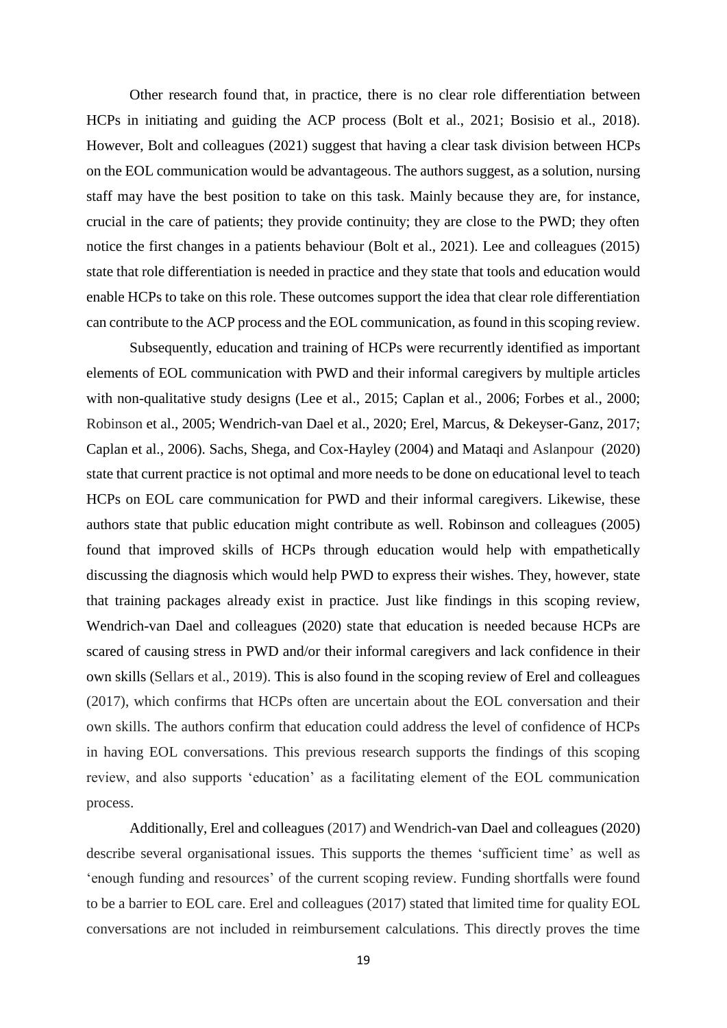Other research found that, in practice, there is no clear role differentiation between HCPs in initiating and guiding the ACP process (Bolt et al., 2021; Bosisio et al., 2018). However, Bolt and colleagues (2021) suggest that having a clear task division between HCPs on the EOL communication would be advantageous. The authors suggest, as a solution, nursing staff may have the best position to take on this task. Mainly because they are, for instance, crucial in the care of patients; they provide continuity; they are close to the PWD; they often notice the first changes in a patients behaviour (Bolt et al., 2021). Lee and colleagues (2015) state that role differentiation is needed in practice and they state that tools and education would enable HCPs to take on this role. These outcomes support the idea that clear role differentiation can contribute to the ACP process and the EOL communication, as found in this scoping review.

Subsequently, education and training of HCPs were recurrently identified as important elements of EOL communication with PWD and their informal caregivers by multiple articles with non-qualitative study designs (Lee et al., 2015; Caplan et al., 2006; Forbes et al., 2000; Robinson et al., 2005; Wendrich-van Dael et al., 2020; Erel, Marcus, & Dekeyser-Ganz, 2017; Caplan et al., 2006). Sachs, Shega, and Cox-Hayley (2004) and Mataqi and Aslanpour (2020) state that current practice is not optimal and more needs to be done on educational level to teach HCPs on EOL care communication for PWD and their informal caregivers. Likewise, these authors state that public education might contribute as well. Robinson and colleagues (2005) found that improved skills of HCPs through education would help with empathetically discussing the diagnosis which would help PWD to express their wishes. They, however, state that training packages already exist in practice. Just like findings in this scoping review, Wendrich-van Dael and colleagues (2020) state that education is needed because HCPs are scared of causing stress in PWD and/or their informal caregivers and lack confidence in their own skills (Sellars et al., 2019). This is also found in the scoping review of Erel and colleagues (2017), which confirms that HCPs often are uncertain about the EOL conversation and their own skills. The authors confirm that education could address the level of confidence of HCPs in having EOL conversations. This previous research supports the findings of this scoping review, and also supports 'education' as a facilitating element of the EOL communication process.

Additionally, Erel and colleagues (2017) and Wendrich-van Dael and colleagues (2020) describe several organisational issues. This supports the themes 'sufficient time' as well as 'enough funding and resources' of the current scoping review. Funding shortfalls were found to be a barrier to EOL care. Erel and colleagues (2017) stated that limited time for quality EOL conversations are not included in reimbursement calculations. This directly proves the time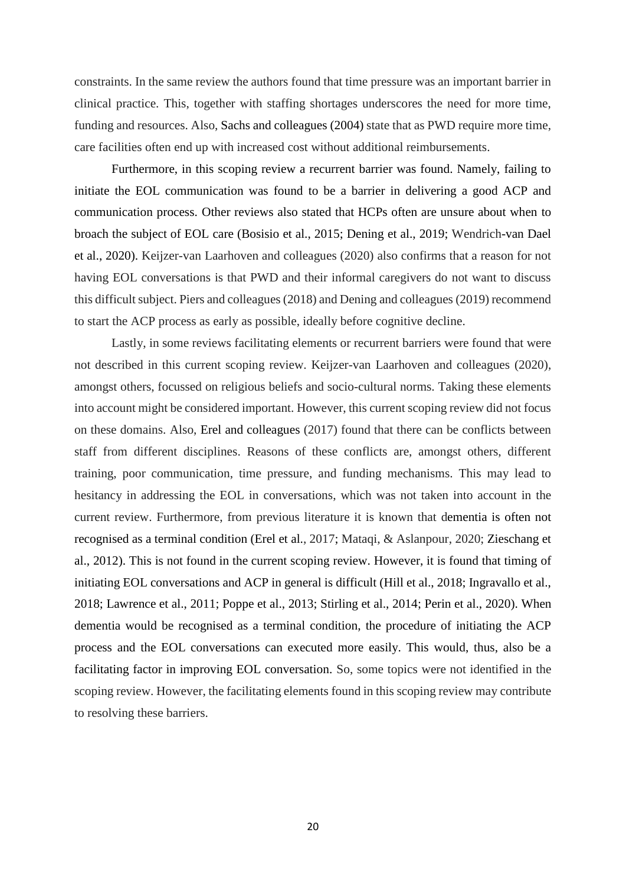constraints. In the same review the authors found that time pressure was an important barrier in clinical practice. This, together with staffing shortages underscores the need for more time, funding and resources. Also, Sachs and colleagues (2004) state that as PWD require more time, care facilities often end up with increased cost without additional reimbursements.

Furthermore, in this scoping review a recurrent barrier was found. Namely, failing to initiate the EOL communication was found to be a barrier in delivering a good ACP and communication process. Other reviews also stated that HCPs often are unsure about when to broach the subject of EOL care (Bosisio et al., 2015; Dening et al., 2019; Wendrich-van Dael et al., 2020). Keijzer-van Laarhoven and colleagues (2020) also confirms that a reason for not having EOL conversations is that PWD and their informal caregivers do not want to discuss this difficult subject. Piers and colleagues (2018) and Dening and colleagues (2019) recommend to start the ACP process as early as possible, ideally before cognitive decline.

Lastly, in some reviews facilitating elements or recurrent barriers were found that were not described in this current scoping review. Keijzer-van Laarhoven and colleagues (2020), amongst others, focussed on religious beliefs and socio-cultural norms. Taking these elements into account might be considered important. However, this current scoping review did not focus on these domains. Also, Erel and colleagues (2017) found that there can be conflicts between staff from different disciplines. Reasons of these conflicts are, amongst others, different training, poor communication, time pressure, and funding mechanisms. This may lead to hesitancy in addressing the EOL in conversations, which was not taken into account in the current review. Furthermore, from previous literature it is known that dementia is often not recognised as a terminal condition (Erel et al., 2017; Mataqi, & Aslanpour, 2020; Zieschang et al., 2012). This is not found in the current scoping review. However, it is found that timing of initiating EOL conversations and ACP in general is difficult (Hill et al., 2018; Ingravallo et al., 2018; Lawrence et al., 2011; Poppe et al., 2013; Stirling et al., 2014; Perin et al., 2020). When dementia would be recognised as a terminal condition, the procedure of initiating the ACP process and the EOL conversations can executed more easily. This would, thus, also be a facilitating factor in improving EOL conversation. So, some topics were not identified in the scoping review. However, the facilitating elements found in this scoping review may contribute to resolving these barriers.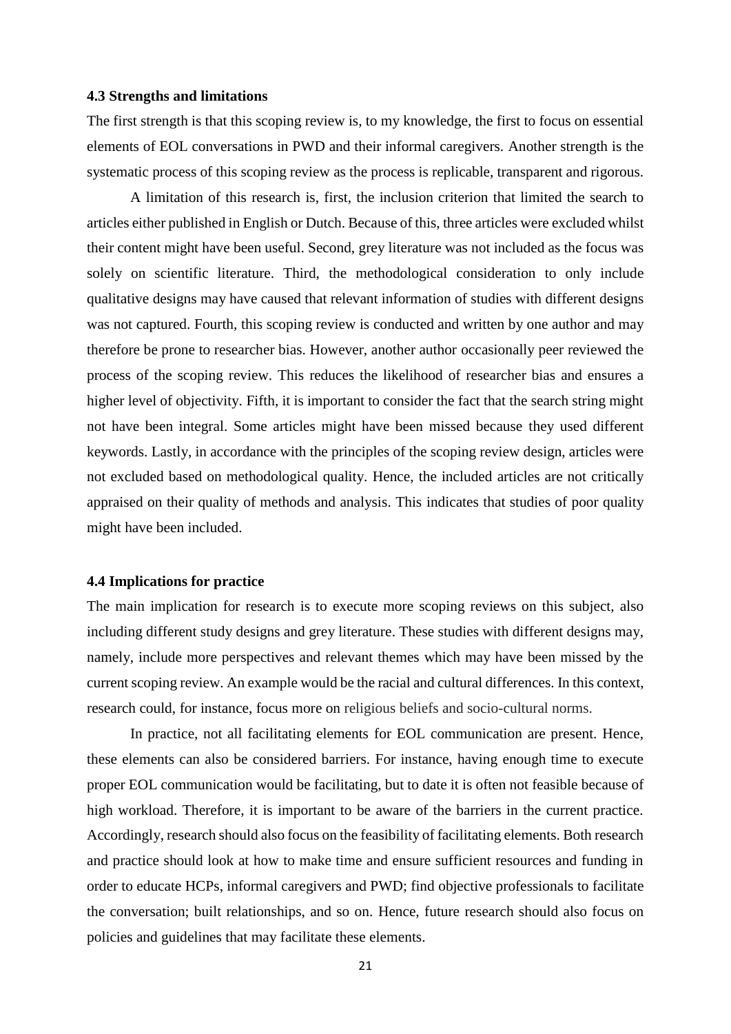### 4.3 Strengths and limitations

The first strength is that this scoping review is, to my knowledge, the first to focus on essential elements of EOL conversations in PWD and their informal caregivers. Another strength is the systematic process of this scoping review as the process is replicable, transparent and rigorous.

A limitation of this research is, first, the inclusion criterion that limited the search to articles either published in English or Dutch. Because of this, three articles were excluded whilst their content might have been useful. Second, grey literature was not included as the focus was solely on scientific literature. Third, the methodological consideration to only include qualitative designs may have caused that relevant information of studies with different designs was not captured. Fourth, this scoping review is conducted and written by one author and may therefore be prone to researcher bias. However, another author occasionally peer reviewed the process of the scoping review. This reduces the likelihood of researcher bias and ensures a higher level of objectivity. Fifth, it is important to consider the fact that the search string might not have been integral. Some articles might have been missed because they used different keywords. Lastly, in accordance with the principles of the scoping review design, articles were not excluded based on methodological quality. Hence, the included articles are not critically appraised on their quality of methods and analysis. This indicates that studies of poor quality might have been included.

### 4.4 Implications for practice

The main implication for research is to execute more scoping reviews on this subject, also including different study designs and grey literature. These studies with different designs may, namely, include more perspectives and relevant themes which may have been missed by the current scoping review. An example would be the racial and cultural differences. In this context, research could, for instance, focus more on religious beliefs and socio-cultural norms.

In practice, not all facilitating elements for EOL communication are present. Hence, these elements can also be considered barriers. For instance, having enough time to execute proper EOL communication would be facilitating, but to date it is often not feasible because of high workload. Therefore, it is important to be aware of the barriers in the current practice. Accordingly, research should also focus on the feasibility of facilitating elements. Both research and practice should look at how to make time and ensure sufficient resources and funding in order to educate HCPs, informal caregivers and PWD; find objective professionals to facilitate the conversation; built relationships, and so on. Hence, future research should also focus on policies and guidelines that may facilitate these elements.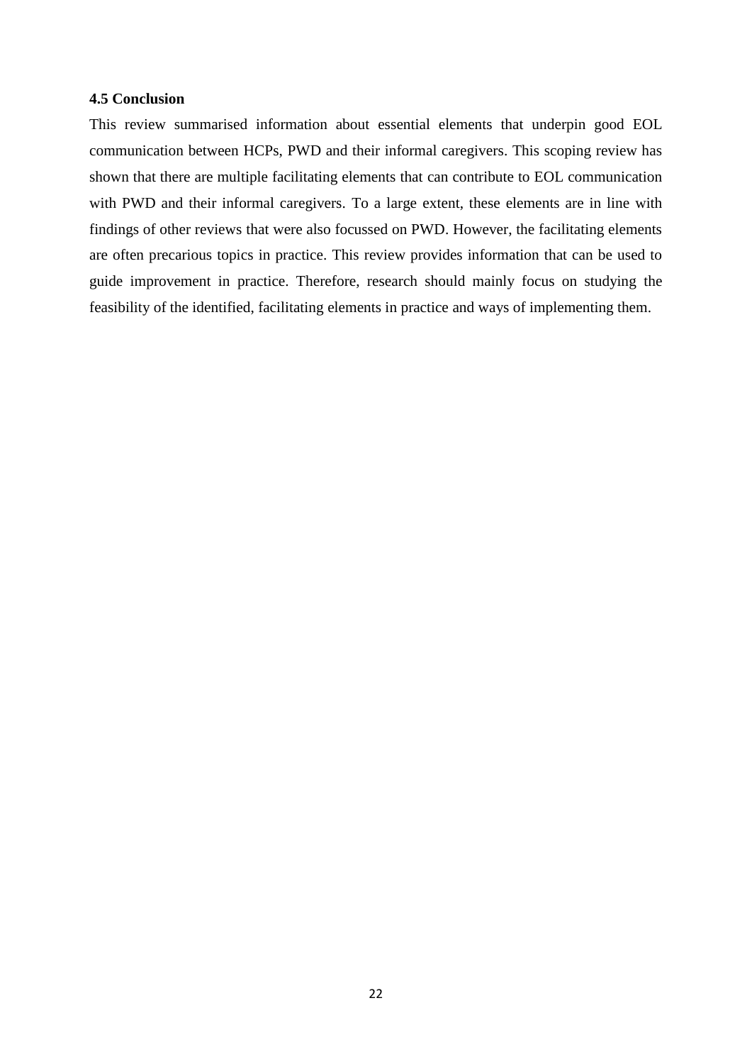### 4.5 Conclusion

This review summarised information about essential elements that underpin good EOL communication between HCPs, PWD and their informal caregivers. This scoping review has shown that there are multiple facilitating elements that can contribute to EOL communication with PWD and their informal caregivers. To a large extent, these elements are in line with findings of other reviews that were also focussed on PWD. However, the facilitating elements are often precarious topics in practice. This review provides information that can be used to guide improvement in practice. Therefore, research should mainly focus on studying the feasibility of the identified, facilitating elements in practice and ways of implementing them.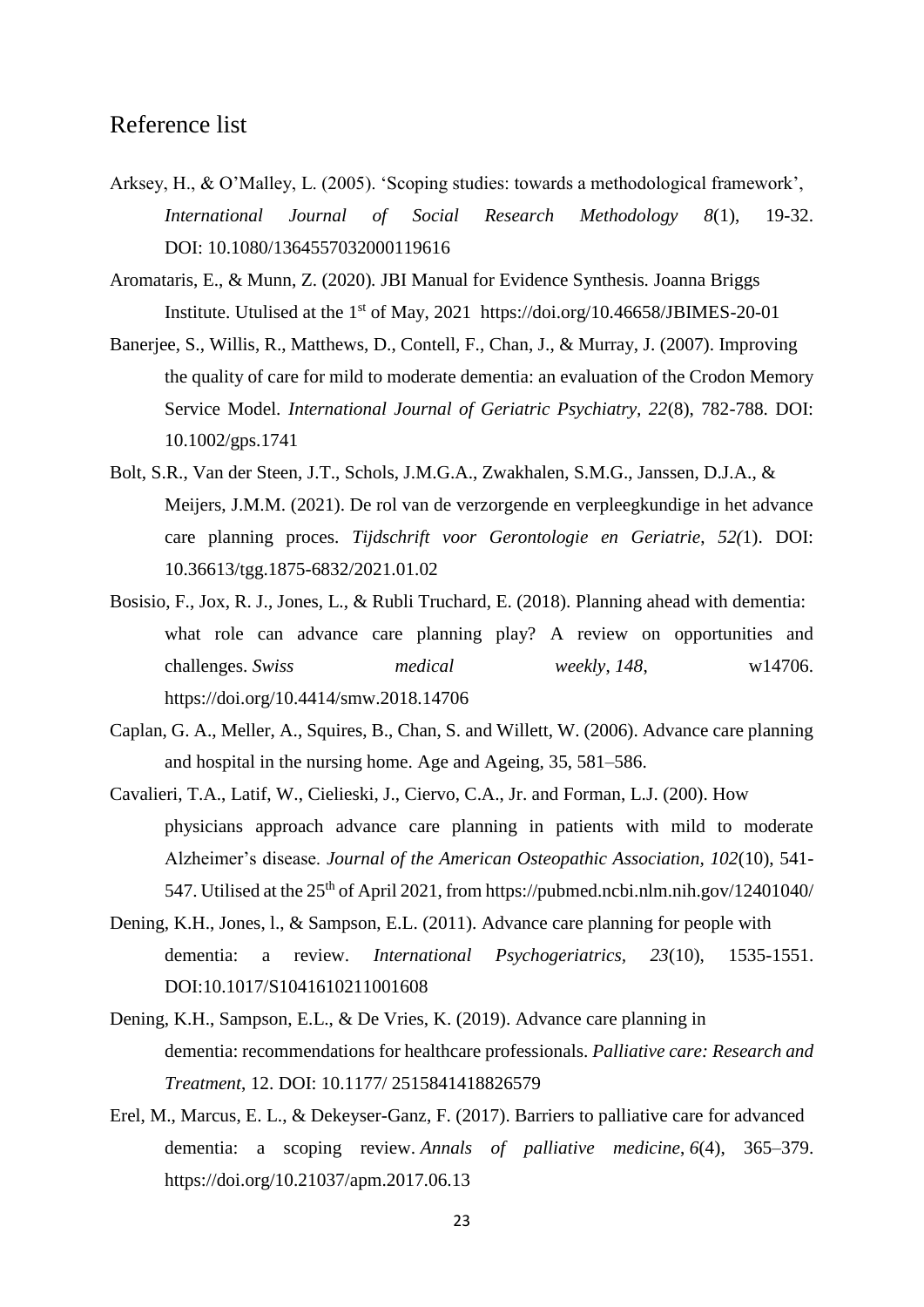## Reference list

Arksey, H., & O'Malley, L. (2005). 'Scoping studies: towards a methodological framework', *International Journal of Social Research Methodology 8*(1), 19-32. DOI: 10.1080/1364557032000119616

Aromataris, E., & Munn, Z. (2020). JBI Manual for Evidence Synthesis. Joanna Briggs Institute. Utulised at the 1st of May, 2021 https://doi.org/10.46658/JBIMES-20-01

Banerjee, S., Willis, R., Matthews, D., Contell, F., Chan, J., & Murray, J. (2007). Improving the quality of care for mild to moderate dementia: an evaluation of the Crodon Memory Service Model. *International Journal of Geriatric Psychiatry, 22*(8), 782-788. DOI: 10.1002/gps.1741

Bolt, S.R., Van der Steen, J.T., Schols, J.M.G.A., Zwakhalen, S.M.G., Janssen, D.J.A., & Meijers, J.M.M. (2021). De rol van de verzorgende en verpleegkundige in het advance care planning proces. *Tijdschrift voor Gerontologie en Geriatrie*, *52(*1). DOI: 10.36613/tgg.1875-6832/2021.01.02

Bosisio, F., Jox, R. J., Jones, L., & Rubli Truchard, E. (2018). Planning ahead with dementia: what role can advance care planning play? A review on opportunities and challenges. *Swiss medical weekly*, *148*, w14706. https://doi.org/10.4414/smw.2018.14706

Caplan, G. A., Meller, A., Squires, B., Chan, S. and Willett, W. (2006). Advance care planning and hospital in the nursing home. Age and Ageing, 35, 581–586.

Cavalieri, T.A., Latif, W., Cielieski, J., Ciervo, C.A., Jr. and Forman, L.J. (200). How physicians approach advance care planning in patients with mild to moderate Alzheimer's disease. *Journal of the American Osteopathic Association*, *102*(10), 541-547. Utilised at the 25th of April 2021, from https://pubmed.ncbi.nlm.nih.gov/12401040/

Dening, K.H., Jones, l., & Sampson, E.L. (2011). Advance care planning for people with dementia: a review. *International Psychogeriatrics*, *23*(10), 1535-1551. DOI:10.1017/S1041610211001608

Dening, K.H., Sampson, E.L., & De Vries, K. (2019). Advance care planning in dementia: recommendations for healthcare professionals. *Palliative care: Research and Treatment*, 12. DOI: 10.1177/ 2515841418826579

Erel, M., Marcus, E. L., & Dekeyser-Ganz, F. (2017). Barriers to palliative care for advanced dementia: a scoping review. *Annals of palliative medicine*, *6*(4), 365–379. https://doi.org/10.21037/apm.2017.06.13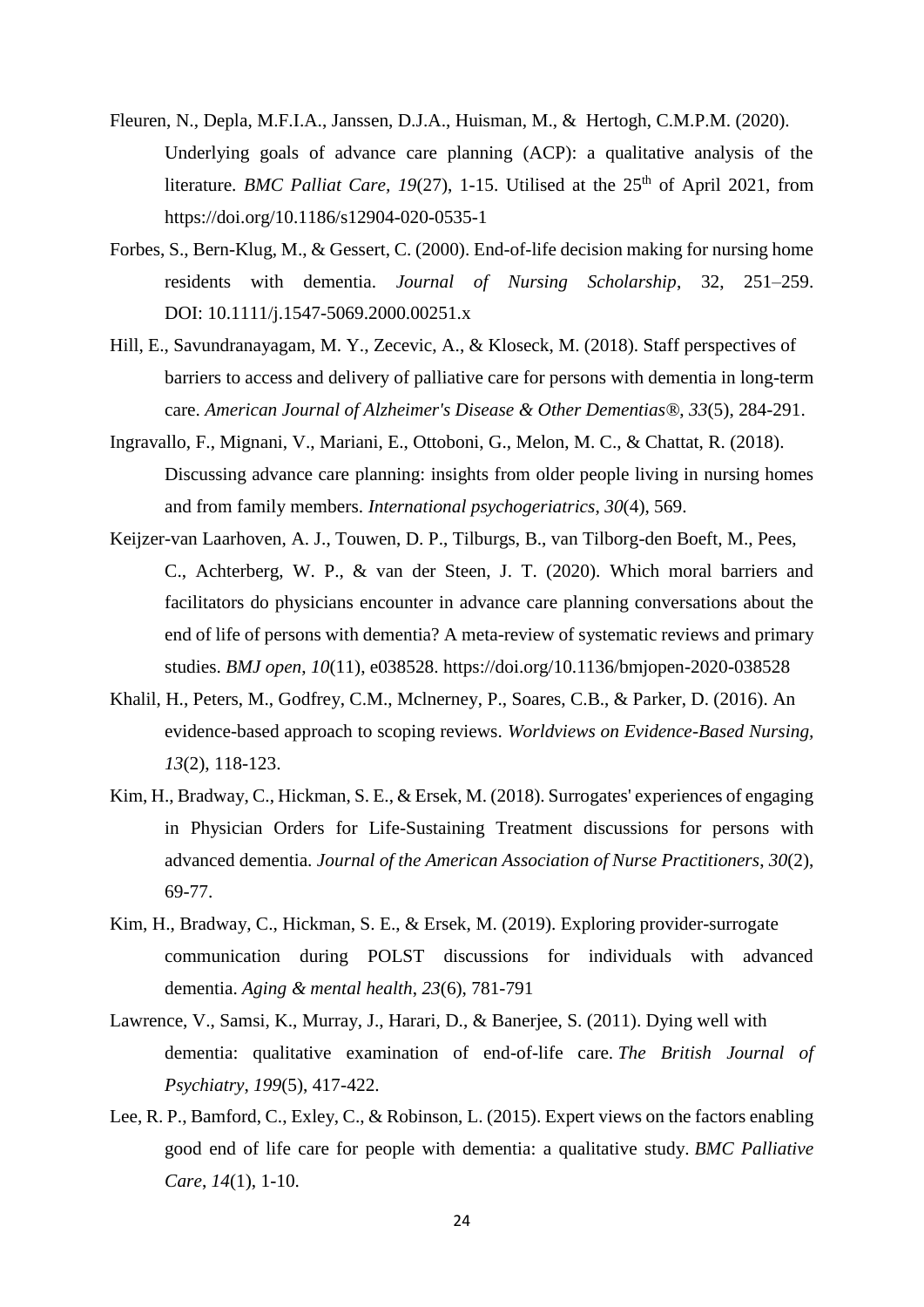Fleuren, N., Depla, M.F.I.A., Janssen, D.J.A., Huisman, M., & Hertogh, C.M.P.M. (2020). Underlying goals of advance care planning (ACP): a qualitative analysis of the literature. *BMC Palliat Care*, *19*(27), 1-15. Utilised at the 25th of April 2021, from https://doi.org/10.1186/s12904-020-0535-1

Forbes, S., Bern-Klug, M., & Gessert, C. (2000). End-of-life decision making for nursing home residents with dementia. *Journal of Nursing Scholarship*, 32, 251–259. DOI: 10.1111/j.1547-5069.2000.00251.x

Hill, E., Savundranayagam, M. Y., Zecevic, A., & Kloseck, M. (2018). Staff perspectives of barriers to access and delivery of palliative care for persons with dementia in long-term care. *American Journal of Alzheimer's Disease & Other Dementias®*, *33*(5), 284-291.

Ingravallo, F., Mignani, V., Mariani, E., Ottoboni, G., Melon, M. C., & Chattat, R. (2018). Discussing advance care planning: insights from older people living in nursing homes and from family members. *International psychogeriatrics*, *30*(4), 569.

Keijzer-van Laarhoven, A. J., Touwen, D. P., Tilburgs, B., van Tilborg-den Boeft, M., Pees, C., Achterberg, W. P., & van der Steen, J. T. (2020). Which moral barriers and facilitators do physicians encounter in advance care planning conversations about the end of life of persons with dementia? A meta-review of systematic reviews and primary studies. *BMJ open*, *10*(11), e038528. https://doi.org/10.1136/bmjopen-2020-038528

Khalil, H., Peters, M., Godfrey, C.M., Mclnerney, P., Soares, C.B., & Parker, D. (2016). An evidence-based approach to scoping reviews. *Worldviews on Evidence-Based Nursing, 13*(2), 118-123.

Kim, H., Bradway, C., Hickman, S. E., & Ersek, M. (2018). Surrogates' experiences of engaging in Physician Orders for Life-Sustaining Treatment discussions for persons with advanced dementia. *Journal of the American Association of Nurse Practitioners*, *30*(2), 69-77.

Kim, H., Bradway, C., Hickman, S. E., & Ersek, M. (2019). Exploring provider-surrogate communication during POLST discussions for individuals with advanced dementia. *Aging & mental health*, *23*(6), 781-791

Lawrence, V., Samsi, K., Murray, J., Harari, D., & Banerjee, S. (2011). Dying well with dementia: qualitative examination of end-of-life care. *The British Journal of Psychiatry*, *199*(5), 417-422.

Lee, R. P., Bamford, C., Exley, C., & Robinson, L. (2015). Expert views on the factors enabling good end of life care for people with dementia: a qualitative study. *BMC Palliative Care*, *14*(1), 1-10.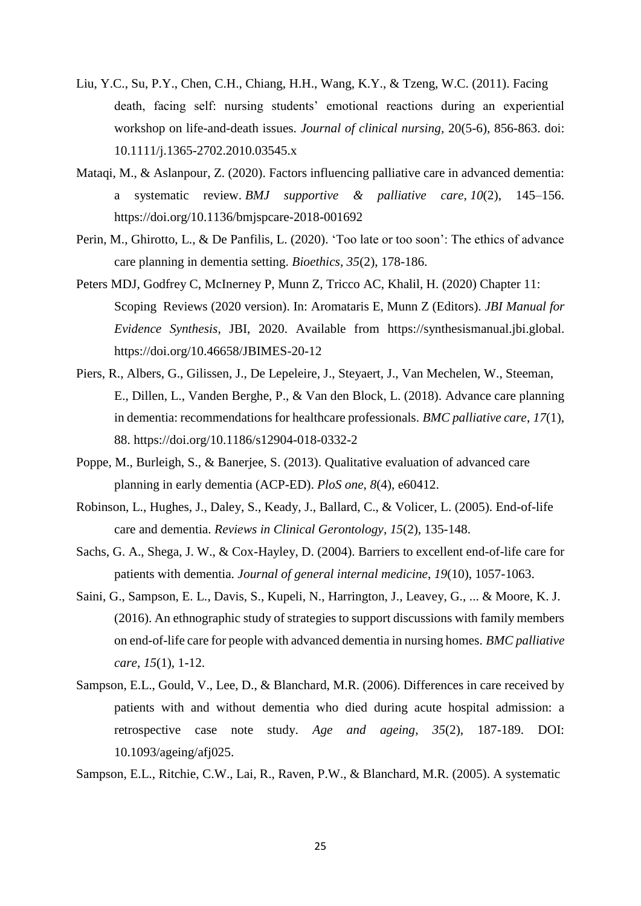Liu, Y.C., Su, P.Y., Chen, C.H., Chiang, H.H., Wang, K.Y., & Tzeng, W.C. (2011). Facing death, facing self: nursing students' emotional reactions during an experiential workshop on life-and-death issues. *Journal of clinical nursing*, 20(5-6), 856-863. doi: 10.1111/j.1365-2702.2010.03545.x

Mataqi, M., & Aslanpour, Z. (2020). Factors influencing palliative care in advanced dementia: a systematic review. *BMJ supportive & palliative care*, *10*(2), 145–156. https://doi.org/10.1136/bmjspcare-2018-001692

Perin, M., Ghirotto, L., & De Panfilis, L. (2020). 'Too late or too soon': The ethics of advance care planning in dementia setting. *Bioethics*, *35*(2), 178-186.

Peters MDJ, Godfrey C, McInerney P, Munn Z, Tricco AC, Khalil, H. (2020) Chapter 11: Scoping Reviews (2020 version). In: Aromataris E, Munn Z (Editors). *JBI Manual for Evidence Synthesis*, JBI, 2020. Available from https://synthesismanual.jbi.global. https://doi.org/10.46658/JBIMES-20-12

Piers, R., Albers, G., Gilissen, J., De Lepeleire, J., Steyaert, J., Van Mechelen, W., Steeman, E., Dillen, L., Vanden Berghe, P., & Van den Block, L. (2018). Advance care planning in dementia: recommendations for healthcare professionals. *BMC palliative care*, *17*(1), 88. https://doi.org/10.1186/s12904-018-0332-2

Poppe, M., Burleigh, S., & Banerjee, S. (2013). Qualitative evaluation of advanced care planning in early dementia (ACP-ED). *PloS one*, *8*(4), e60412.

Robinson, L., Hughes, J., Daley, S., Keady, J., Ballard, C., & Volicer, L. (2005). End-of-life care and dementia. *Reviews in Clinical Gerontology*, *15*(2), 135-148.

Sachs, G. A., Shega, J. W., & Cox-Hayley, D. (2004). Barriers to excellent end-of-life care for patients with dementia. *Journal of general internal medicine*, *19*(10), 1057-1063.

Saini, G., Sampson, E. L., Davis, S., Kupeli, N., Harrington, J., Leavey, G., ... & Moore, K. J. (2016). An ethnographic study of strategies to support discussions with family members on end-of-life care for people with advanced dementia in nursing homes. *BMC palliative care*, *15*(1), 1-12.

Sampson, E.L., Gould, V., Lee, D., & Blanchard, M.R. (2006). Differences in care received by patients with and without dementia who died during acute hospital admission: a retrospective case note study. *Age and ageing*, *35*(2), 187-189. DOI: 10.1093/ageing/afj025.

Sampson, E.L., Ritchie, C.W., Lai, R., Raven, P.W., & Blanchard, M.R. (2005). A systematic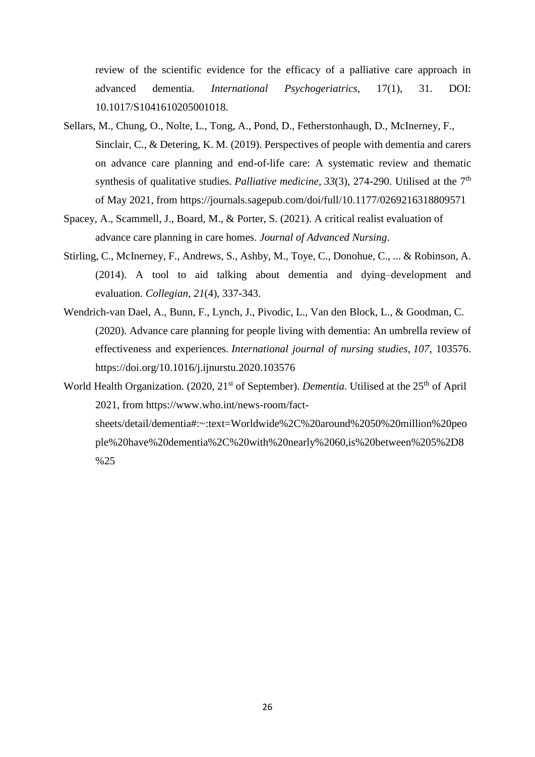review of the scientific evidence for the efficacy of a palliative care approach in advanced dementia. *International Psychogeriatrics*, 17(1), 31. DOI: 10.1017/S1041610205001018.

Sellars, M., Chung, O., Nolte, L., Tong, A., Pond, D., Fetherstonhaugh, D., McInerney, F., Sinclair, C., & Detering, K. M. (2019). Perspectives of people with dementia and carers on advance care planning and end-of-life care: A systematic review and thematic synthesis of qualitative studies. *Palliative medicine*, *33*(3), 274-290. Utilised at the 7th of May 2021, from https://journals.sagepub.com/doi/full/10.1177/0269216318809571

Spacey, A., Scammell, J., Board, M., & Porter, S. (2021). A critical realist evaluation of advance care planning in care homes. *Journal of Advanced Nursing*.

Stirling, C., McInerney, F., Andrews, S., Ashby, M., Toye, C., Donohue, C., ... & Robinson, A. (2014). A tool to aid talking about dementia and dying–development and evaluation. *Collegian*, *21*(4), 337-343.

Wendrich-van Dael, A., Bunn, F., Lynch, J., Pivodic, L., Van den Block, L., & Goodman, C. (2020). Advance care planning for people living with dementia: An umbrella review of effectiveness and experiences. *International journal of nursing studies*, *107*, 103576. https://doi.org/10.1016/j.ijnurstu.2020.103576

World Health Organization. (2020, 21st of September). *Dementia*. Utilised at the 25th of April 2021, from https://www.who.int/news-room/fact-sheets/detail/dementia#:~:text=Worldwide%2C%20around%2050%20million%20people%20have%20dementia%2C%20with%20nearly%2060,is%20between%205%2D8%25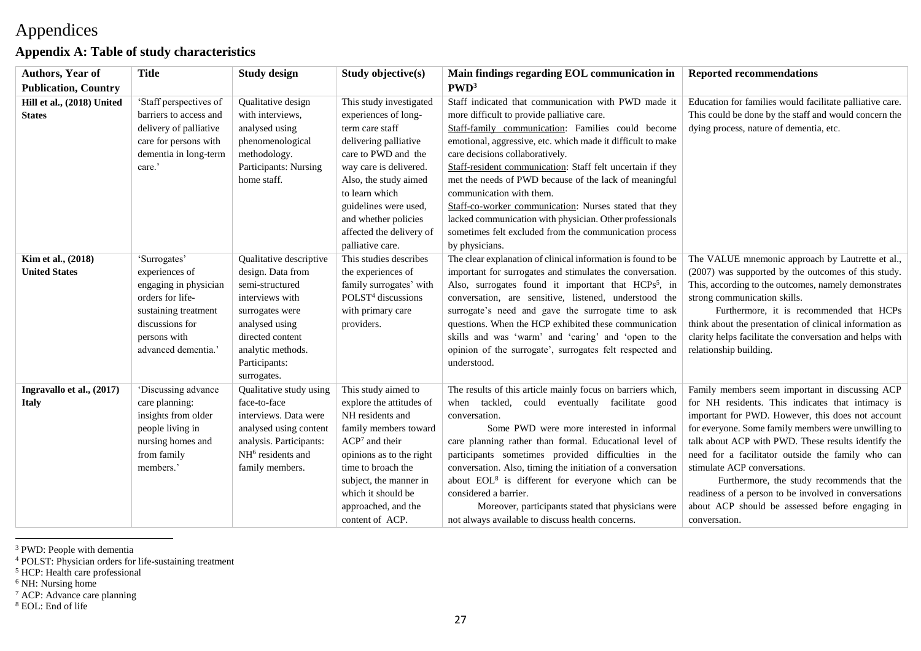# Appendices

## Appendix A: Table of study characteristics

| Authors, Year of Publication, Country | Title | Study design | Study objective(s) | Main findings regarding EOL communication in PWD[3] | Reported recommendations |
|---|---|---|---|---|---|
| **Hill et al., (2018) United States** | 'Staff perspectives of barriers to access and delivery of palliative care for persons with dementia in long-term care.' | Qualitative design with interviews, analysed using phenomenological methodology. Participants: Nursing home staff. | This study investigated experiences of long-term care staff delivering palliative care to PWD and the way care is delivered. Also, the study aimed to learn which guidelines were used, and whether policies affected the delivery of palliative care. | Staff indicated that communication with PWD made it more difficult to provide palliative care. Staff-family communication: Families could become emotional, aggressive, etc. which made it difficult to make care decisions collaboratively. Staff-resident communication: Staff felt uncertain if they met the needs of PWD because of the lack of meaningful communication with them. Staff-co-worker communication: Nurses stated that they lacked communication with physician. Other professionals sometimes felt excluded from the communication process by physicians. | Education for families would facilitate palliative care. This could be done by the staff and would concern the dying process, nature of dementia, etc. |
| **Kim et al., (2018) United States** | 'Surrogates' experiences of engaging in physician orders for life-sustaining treatment discussions for persons with advanced dementia.' | Qualitative descriptive design. Data from semi-structured interviews with surrogates were analysed using directed content analytic methods. Participants: surrogates. | This studies describes the experiences of family surrogates' with POLST[4] discussions with primary care providers. | The clear explanation of clinical information is found to be important for surrogates and stimulates the conversation. Also, surrogates found it important that HCPs[5], in conversation, are sensitive, listened, understood the surrogate's need and gave the surrogate time to ask questions. When the HCP exhibited these communication skills and was 'warm' and 'caring' and 'open to the opinion of the surrogate', surrogates felt respected and understood. | The VALUE mnemonic approach by Lautrette et al., (2007) was supported by the outcomes of this study. This, according to the outcomes, namely demonstrates strong communication skills. Furthermore, it is recommended that HCPs think about the presentation of clinical information as clarity helps facilitate the conversation and helps with relationship building. |
| **Ingravallo et al., (2017) Italy** | 'Discussing advance care planning: insights from older people living in nursing homes and from family members.' | Qualitative study using face-to-face interviews. Data were analysed using content analysis. Participants: NH[6] residents and family members. | This study aimed to explore the attitudes of NH residents and family members toward ACP[7] and their opinions as to the right time to broach the subject, the manner in which it should be approached, and the content of ACP. | The results of this article mainly focus on barriers which, when tackled, could eventually facilitate good conversation. Some PWD were more interested in informal care planning rather than formal. Educational level of participants sometimes provided difficulties in the conversation. Also, timing the initiation of a conversation about EOL[8] is different for everyone which can be considered a barrier. Moreover, participants stated that physicians were not always available to discuss health concerns. | Family members seem important in discussing ACP for NH residents. This indicates that intimacy is important for PWD. However, this does not account for everyone. Some family members were unwilling to talk about ACP with PWD. These results identify the need for a facilitator outside the family who can stimulate ACP conversations. Furthermore, the study recommends that the readiness of a person to be involved in conversations about ACP should be assessed before engaging in conversation. |

[3] PWD: People with dementia
[4] POLST: Physician orders for life-sustaining treatment
[5] HCP: Health care professional
[6] NH: Nursing home
[7] ACP: Advance care planning
[8] EOL: End of life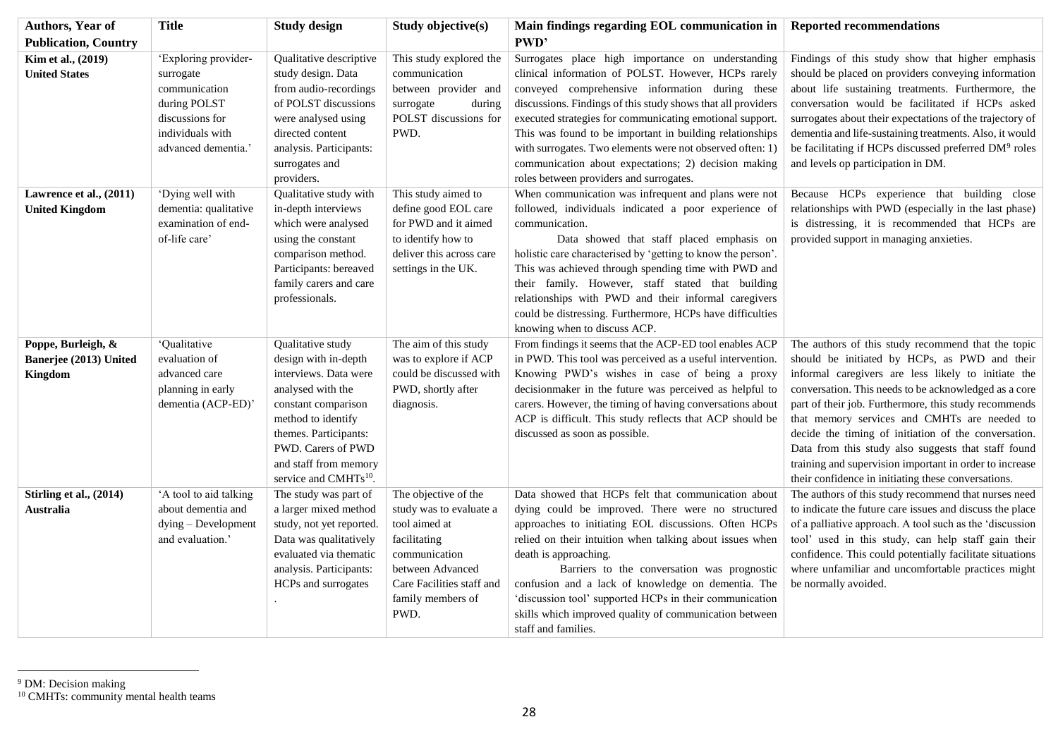| Authors, Year of Publication, Country | Title | Study design | Study objective(s) | Main findings regarding EOL communication in PWD' | Reported recommendations |
|---|---|---|---|---|---|
| **Kim et al., (2019) United States** | 'Exploring provider-surrogate communication during POLST discussions for individuals with advanced dementia.' | Qualitative descriptive study design. Data from audio-recordings of POLST discussions were analysed using directed content analysis. Participants: surrogates and providers. | This study explored the communication between provider and surrogate during POLST discussions for PWD. | Surrogates place high importance on understanding clinical information of POLST. However, HCPs rarely conveyed comprehensive information during these discussions. Findings of this study shows that all providers executed strategies for communicating emotional support. This was found to be important in building relationships with surrogates. Two elements were not observed often: 1) communication about expectations; 2) decision making roles between providers and surrogates. | Findings of this study show that higher emphasis should be placed on providers conveying information about life sustaining treatments. Furthermore, the conversation would be facilitated if HCPs asked surrogates about their expectations of the trajectory of dementia and life-sustaining treatments. Also, it would be facilitating if HCPs discussed preferred DM[9] roles and levels op participation in DM. |
| **Lawrence et al., (2011) United Kingdom** | 'Dying well with dementia: qualitative examination of end-of-life care' | Qualitative study with in-depth interviews which were analysed using the constant comparison method. Participants: bereaved family carers and care professionals. | This study aimed to define good EOL care for PWD and it aimed to identify how to deliver this across care settings in the UK. | When communication was infrequent and plans were not followed, individuals indicated a poor experience of communication. Data showed that staff placed emphasis on holistic care characterised by 'getting to know the person'. This was achieved through spending time with PWD and their family. However, staff stated that building relationships with PWD and their informal caregivers could be distressing. Furthermore, HCPs have difficulties knowing when to discuss ACP. | Because HCPs experience that building close relationships with PWD (especially in the last phase) is distressing, it is recommended that HCPs are provided support in managing anxieties. |
| **Poppe, Burleigh, & Banerjee (2013) United Kingdom** | 'Qualitative evaluation of advanced care planning in early dementia (ACP-ED)' | Qualitative study design with in-depth interviews. Data were analysed with the constant comparison method to identify themes. Participants: PWD. Carers of PWD and staff from memory service and CMHTs[10]. | The aim of this study was to explore if ACP could be discussed with PWD, shortly after diagnosis. | From findings it seems that the ACP-ED tool enables ACP in PWD. This tool was perceived as a useful intervention. Knowing PWD's wishes in case of being a proxy decisionmaker in the future was perceived as helpful to carers. However, the timing of having conversations about ACP is difficult. This study reflects that ACP should be discussed as soon as possible. | The authors of this study recommend that the topic should be initiated by HCPs, as PWD and their informal caregivers are less likely to initiate the conversation. This needs to be acknowledged as a core part of their job. Furthermore, this study recommends that memory services and CMHTs are needed to decide the timing of initiation of the conversation. Data from this study also suggests that staff found training and supervision important in order to increase their confidence in initiating these conversations. |
| **Stirling et al., (2014) Australia** | 'A tool to aid talking about dementia and dying – Development and evaluation.' | The study was part of a larger mixed method study, not yet reported. Data was qualitatively evaluated via thematic analysis. Participants: HCPs and surrogates . | The objective of the study was to evaluate a tool aimed at facilitating communication between Advanced Care Facilities staff and family members of PWD. | Data showed that HCPs felt that communication about dying could be improved. There were no structured approaches to initiating EOL discussions. Often HCPs relied on their intuition when talking about issues when death is approaching. Barriers to the conversation was prognostic confusion and a lack of knowledge on dementia. The 'discussion tool' supported HCPs in their communication skills which improved quality of communication between staff and families. | The authors of this study recommend that nurses need to indicate the future care issues and discuss the place of a palliative approach. A tool such as the 'discussion tool' used in this study, can help staff gain their confidence. This could potentially facilitate situations where unfamiliar and uncomfortable practices might be normally avoided. |

[9] DM: Decision making

[10] CMHTs: community mental health teams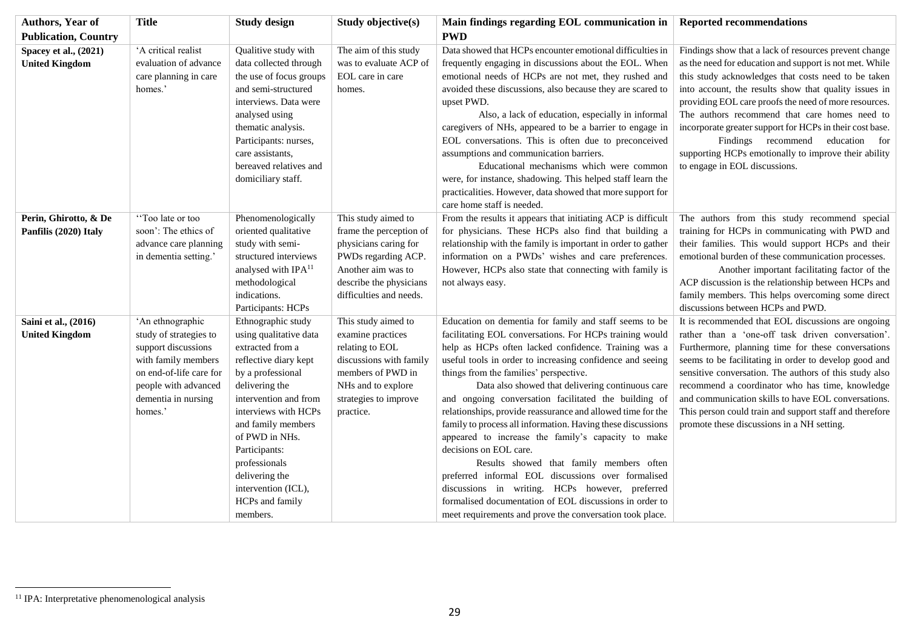| Authors, Year of Publication, Country | Title | Study design | Study objective(s) | Main findings regarding EOL communication in PWD | Reported recommendations |
|---|---|---|---|---|---|
| **Spacey et al., (2021) United Kingdom** | 'A critical realist evaluation of advance care planning in care homes.' | Qualitive study with data collected through the use of focus groups and semi-structured interviews. Data were analysed using thematic analysis. Participants: nurses, care assistants, bereaved relatives and domiciliary staff. | The aim of this study was to evaluate ACP of EOL care in care homes. | Data showed that HCPs encounter emotional difficulties in frequently engaging in discussions about the EOL. When emotional needs of HCPs are not met, they rushed and avoided these discussions, also because they are scared to upset PWD. Also, a lack of education, especially in informal caregivers of NHs, appeared to be a barrier to engage in EOL conversations. This is often due to preconceived assumptions and communication barriers. Educational mechanisms which were common were, for instance, shadowing. This helped staff learn the practicalities. However, data showed that more support for care home staff is needed. | Findings show that a lack of resources prevent change as the need for education and support is not met. While this study acknowledges that costs need to be taken into account, the results show that quality issues in providing EOL care proofs the need of more resources. The authors recommend that care homes need to incorporate greater support for HCPs in their cost base. Findings recommend education for supporting HCPs emotionally to improve their ability to engage in EOL discussions. |
| **Perin, Ghirotto, & De Panfilis (2020) Italy** | ''Too late or too soon': The ethics of advance care planning in dementia setting.' | Phenomenologically oriented qualitative study with semi-structured interviews analysed with IPA[11] methodological indications. Participants: HCPs | This study aimed to frame the perception of physicians caring for PWDs regarding ACP. Another aim was to describe the physicians difficulties and needs. | From the results it appears that initiating ACP is difficult for physicians. These HCPs also find that building a relationship with the family is important in order to gather information on a PWDs' wishes and care preferences. However, HCPs also state that connecting with family is not always easy. | The authors from this study recommend special training for HCPs in communicating with PWD and their families. This would support HCPs and their emotional burden of these communication processes. Another important facilitating factor of the ACP discussion is the relationship between HCPs and family members. This helps overcoming some direct discussions between HCPs and PWD. |
| **Saini et al., (2016) United Kingdom** | 'An ethnographic study of strategies to support discussions with family members on end-of-life care for people with advanced dementia in nursing homes.' | Ethnographic study using qualitative data extracted from a reflective diary kept by a professional delivering the intervention and from interviews with HCPs and family members of PWD in NHs. Participants: professionals delivering the intervention (ICL), HCPs and family members. | This study aimed to examine practices relating to EOL discussions with family members of PWD in NHs and to explore strategies to improve practice. | Education on dementia for family and staff seems to be facilitating EOL conversations. For HCPs training would help as HCPs often lacked confidence. Training was a useful tools in order to increasing confidence and seeing things from the families' perspective. Data also showed that delivering continuous care and ongoing conversation facilitated the building of relationships, provide reassurance and allowed time for the family to process all information. Having these discussions appeared to increase the family's capacity to make decisions on EOL care. Results showed that family members often preferred informal EOL discussions over formalised discussions in writing. HCPs however, preferred formalised documentation of EOL discussions in order to meet requirements and prove the conversation took place. | It is recommended that EOL discussions are ongoing rather than a 'one-off task driven conversation'. Furthermore, planning time for these conversations seems to be facilitating in order to develop good and sensitive conversation. The authors of this study also recommend a coordinator who has time, knowledge and communication skills to have EOL conversations. This person could train and support staff and therefore promote these discussions in a NH setting. |

[11] IPA: Interpretative phenomenological analysis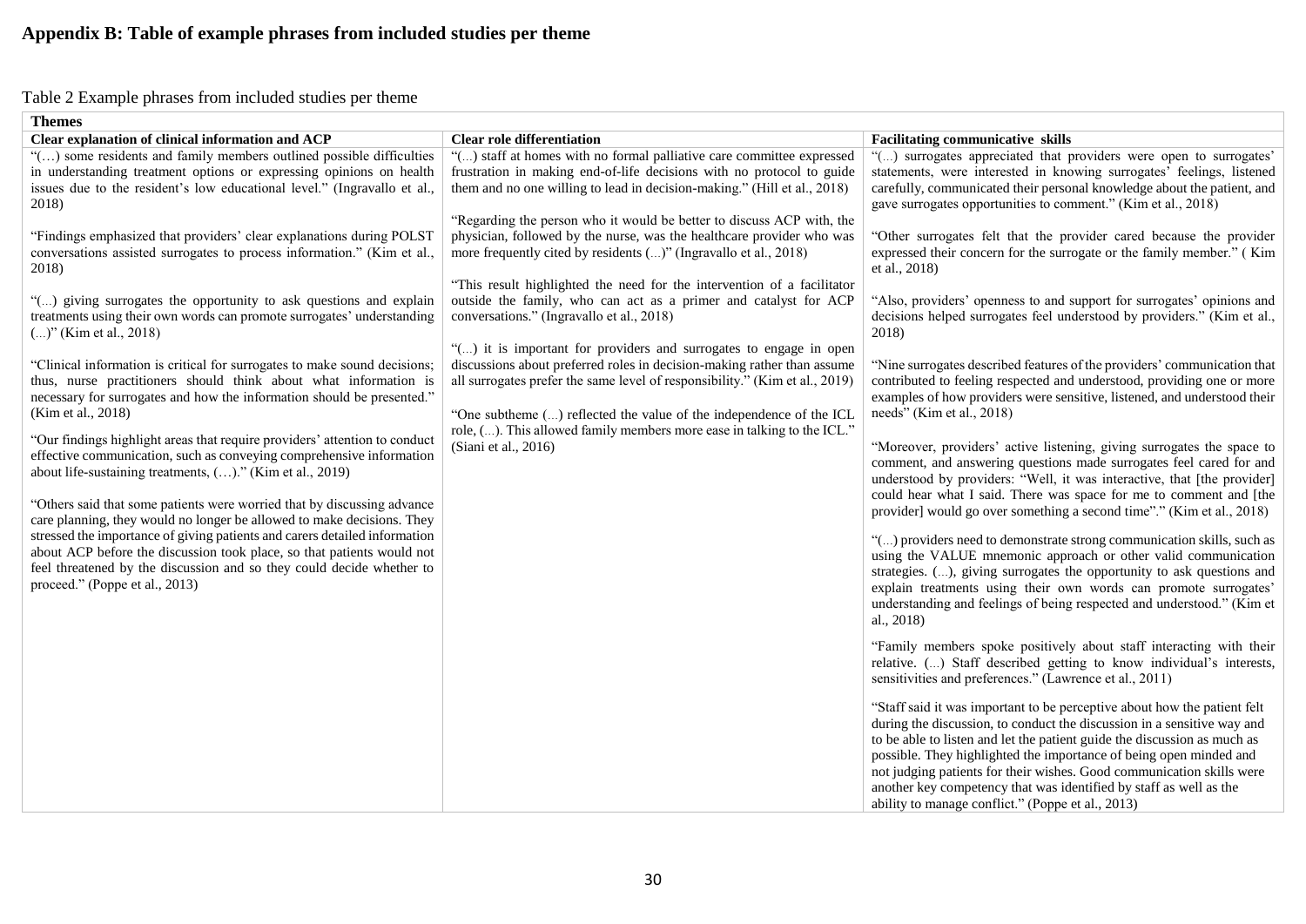# Appendix B: Table of example phrases from included studies per theme

Table 2 Example phrases from included studies per theme

| Themes | | |
|---|---|---|
| **Clear explanation of clinical information and ACP** | **Clear role differentiation** | **Facilitating communicative skills** |
| "(…) some residents and family members outlined possible difficulties in understanding treatment options or expressing opinions on health issues due to the resident's low educational level." (Ingravallo et al., 2018)<br><br>"Findings emphasized that providers' clear explanations during POLST conversations assisted surrogates to process information." (Kim et al., 2018)<br><br>"(...) giving surrogates the opportunity to ask questions and explain treatments using their own words can promote surrogates' understanding (...)" (Kim et al., 2018)<br><br>"Clinical information is critical for surrogates to make sound decisions; thus, nurse practitioners should think about what information is necessary for surrogates and how the information should be presented." (Kim et al., 2018)<br><br>"Our findings highlight areas that require providers' attention to conduct effective communication, such as conveying comprehensive information about life-sustaining treatments, (…)." (Kim et al., 2019)<br><br>"Others said that some patients were worried that by discussing advance care planning, they would no longer be allowed to make decisions. They stressed the importance of giving patients and carers detailed information about ACP before the discussion took place, so that patients would not feel threatened by the discussion and so they could decide whether to proceed." (Poppe et al., 2013) | "(...) staff at homes with no formal palliative care committee expressed frustration in making end-of-life decisions with no protocol to guide them and no one willing to lead in decision-making." (Hill et al., 2018)<br><br>"Regarding the person who it would be better to discuss ACP with, the physician, followed by the nurse, was the healthcare provider who was more frequently cited by residents (...)" (Ingravallo et al., 2018)<br><br>"This result highlighted the need for the intervention of a facilitator outside the family, who can act as a primer and catalyst for ACP conversations." (Ingravallo et al., 2018)<br><br>"(...) it is important for providers and surrogates to engage in open discussions about preferred roles in decision-making rather than assume all surrogates prefer the same level of responsibility." (Kim et al., 2019)<br><br>"One subtheme (...) reflected the value of the independence of the ICL role, (...). This allowed family members more ease in talking to the ICL." (Siani et al., 2016) | "(...) surrogates appreciated that providers were open to surrogates' statements, were interested in knowing surrogates' feelings, listened carefully, communicated their personal knowledge about the patient, and gave surrogates opportunities to comment." (Kim et al., 2018)<br><br>"Other surrogates felt that the provider cared because the provider expressed their concern for the surrogate or the family member." ( Kim et al., 2018)<br><br>"Also, providers' openness to and support for surrogates' opinions and decisions helped surrogates feel understood by providers." (Kim et al., 2018)<br><br>"Nine surrogates described features of the providers' communication that contributed to feeling respected and understood, providing one or more examples of how providers were sensitive, listened, and understood their needs" (Kim et al., 2018)<br><br>"Moreover, providers' active listening, giving surrogates the space to comment, and answering questions made surrogates feel cared for and understood by providers: "Well, it was interactive, that [the provider] could hear what I said. There was space for me to comment and [the provider] would go over something a second time"." (Kim et al., 2018)<br><br>"(...) providers need to demonstrate strong communication skills, such as using the VALUE mnemonic approach or other valid communication strategies. (...), giving surrogates the opportunity to ask questions and explain treatments using their own words can promote surrogates' understanding and feelings of being respected and understood." (Kim et al., 2018)<br><br>"Family members spoke positively about staff interacting with their relative. (...) Staff described getting to know individual's interests, sensitivities and preferences." (Lawrence et al., 2011)<br><br>"Staff said it was important to be perceptive about how the patient felt during the discussion, to conduct the discussion in a sensitive way and to be able to listen and let the patient guide the discussion as much as possible. They highlighted the importance of being open minded and not judging patients for their wishes. Good communication skills were another key competency that was identified by staff as well as the ability to manage conflict." (Poppe et al., 2013) |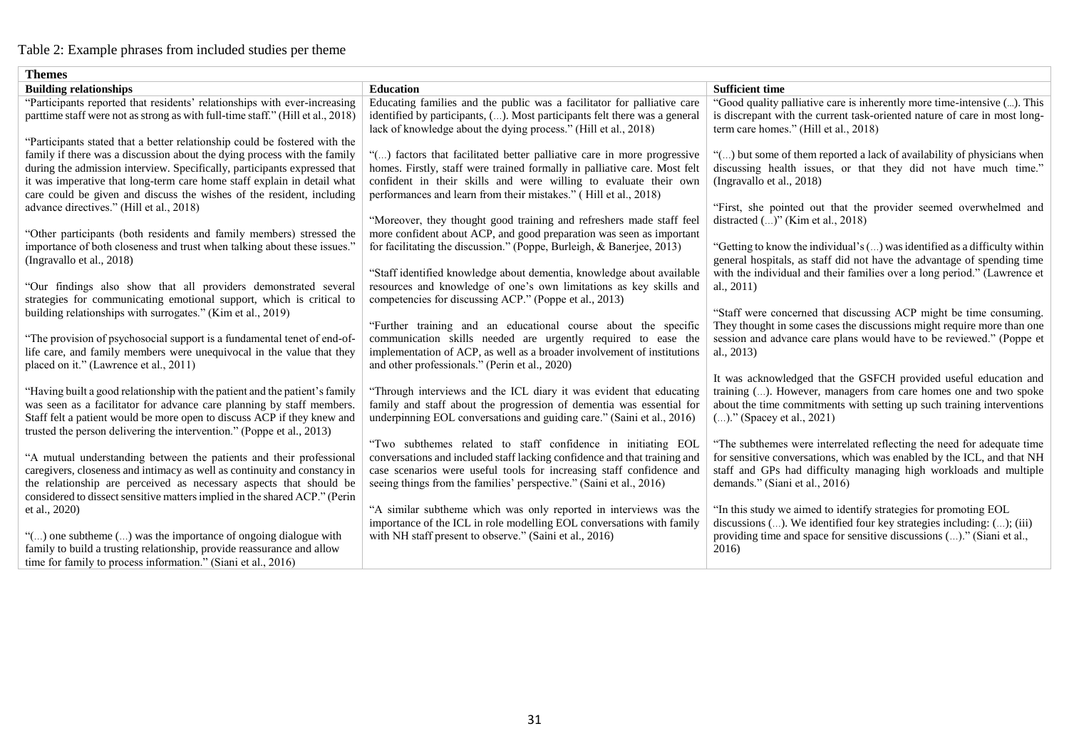Table 2: Example phrases from included studies per theme

| Themes | | |
|---|---|---|
| **Building relationships** | **Education** | **Sufficient time** |
| "Participants reported that residents' relationships with ever-increasing parttime staff were not as strong as with full-time staff." (Hill et al., 2018)<br><br>"Participants stated that a better relationship could be fostered with the family if there was a discussion about the dying process with the family during the admission interview. Specifically, participants expressed that it was imperative that long-term care home staff explain in detail what care could be given and discuss the wishes of the resident, including advance directives." (Hill et al., 2018)<br><br>"Other participants (both residents and family members) stressed the importance of both closeness and trust when talking about these issues." (Ingravallo et al., 2018)<br><br>"Our findings also show that all providers demonstrated several strategies for communicating emotional support, which is critical to building relationships with surrogates." (Kim et al., 2019)<br><br>"The provision of psychosocial support is a fundamental tenet of end-of-life care, and family members were unequivocal in the value that they placed on it." (Lawrence et al., 2011)<br><br>"Having built a good relationship with the patient and the patient's family was seen as a facilitator for advance care planning by staff members. Staff felt a patient would be more open to discuss ACP if they knew and trusted the person delivering the intervention." (Poppe et al., 2013)<br><br>"A mutual understanding between the patients and their professional caregivers, closeness and intimacy as well as continuity and constancy in the relationship are perceived as necessary aspects that should be considered to dissect sensitive matters implied in the shared ACP." (Perin et al., 2020)<br><br>"(...) one subtheme (...) was the importance of ongoing dialogue with family to build a trusting relationship, provide reassurance and allow time for family to process information." (Siani et al., 2016) | Educating families and the public was a facilitator for palliative care identified by participants, (...). Most participants felt there was a general lack of knowledge about the dying process." (Hill et al., 2018)<br><br>"(...) factors that facilitated better palliative care in more progressive homes. Firstly, staff were trained formally in palliative care. Most felt confident in their skills and were willing to evaluate their own performances and learn from their mistakes." ( Hill et al., 2018)<br><br>"Moreover, they thought good training and refreshers made staff feel more confident about ACP, and good preparation was seen as important for facilitating the discussion." (Poppe, Burleigh, & Banerjee, 2013)<br><br>"Staff identified knowledge about dementia, knowledge about available resources and knowledge of one's own limitations as key skills and competencies for discussing ACP." (Poppe et al., 2013)<br><br>"Further training and an educational course about the specific communication skills needed are urgently required to ease the implementation of ACP, as well as a broader involvement of institutions and other professionals." (Perin et al., 2020)<br><br>"Through interviews and the ICL diary it was evident that educating family and staff about the progression of dementia was essential for underpinning EOL conversations and guiding care." (Saini et al., 2016)<br><br>"Two subthemes related to staff confidence in initiating EOL conversations and included staff lacking confidence and that training and case scenarios were useful tools for increasing staff confidence and seeing things from the families' perspective." (Saini et al., 2016)<br><br>"A similar subtheme which was only reported in interviews was the importance of the ICL in role modelling EOL conversations with family with NH staff present to observe." (Saini et al., 2016) | "Good quality palliative care is inherently more time-intensive (...). This is discrepant with the current task-oriented nature of care in most long-term care homes." (Hill et al., 2018)<br><br>"(...) but some of them reported a lack of availability of physicians when discussing health issues, or that they did not have much time." (Ingravallo et al., 2018)<br><br>"First, she pointed out that the provider seemed overwhelmed and distracted (...)" (Kim et al., 2018)<br><br>"Getting to know the individual's (...) was identified as a difficulty within general hospitals, as staff did not have the advantage of spending time with the individual and their families over a long period." (Lawrence et al., 2011)<br><br>"Staff were concerned that discussing ACP might be time consuming. They thought in some cases the discussions might require more than one session and advance care plans would have to be reviewed." (Poppe et al., 2013)<br><br>It was acknowledged that the GSFCH provided useful education and training (...). However, managers from care homes one and two spoke about the time commitments with setting up such training interventions (...)." (Spacey et al., 2021)<br><br>"The subthemes were interrelated reflecting the need for adequate time for sensitive conversations, which was enabled by the ICL, and that NH staff and GPs had difficulty managing high workloads and multiple demands." (Siani et al., 2016)<br><br>"In this study we aimed to identify strategies for promoting EOL discussions (...). We identified four key strategies including: (...); (iii) providing time and space for sensitive discussions (...)." (Siani et al., 2016) |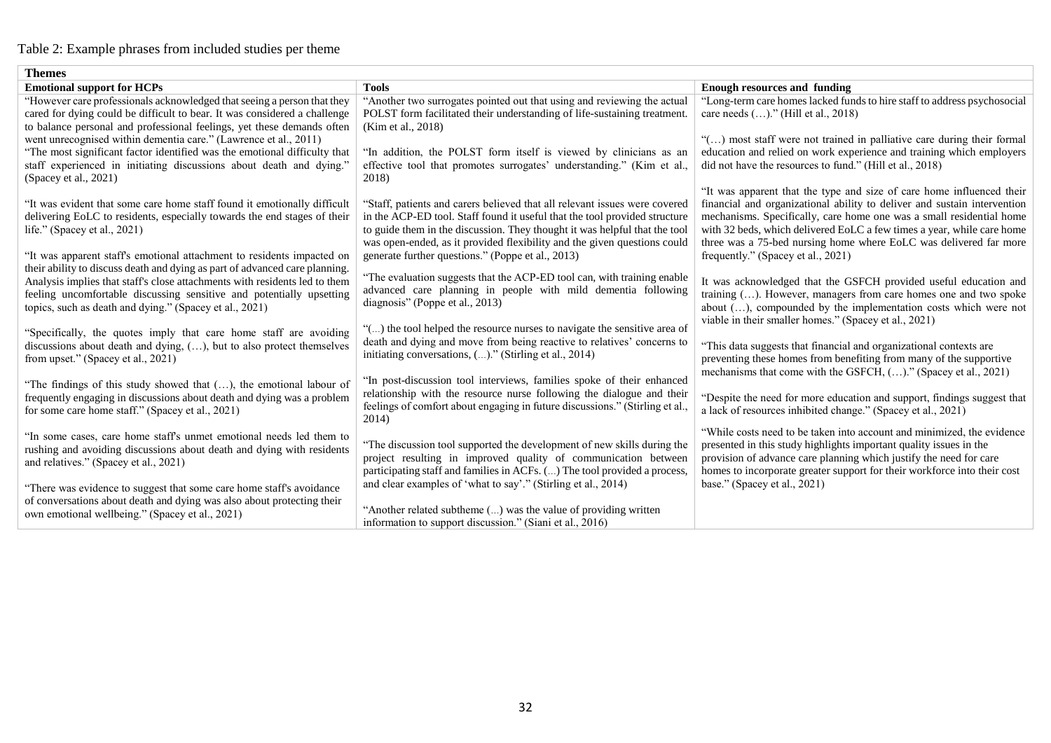Table 2: Example phrases from included studies per theme

| Themes | | |
|---|---|---|
| **Emotional support for HCPs** | **Tools** | **Enough resources and funding** |
| "However care professionals acknowledged that seeing a person that they cared for dying could be difficult to bear. It was considered a challenge to balance personal and professional feelings, yet these demands often went unrecognised within dementia care." (Lawrence et al., 2011)<br>"The most significant factor identified was the emotional difficulty that staff experienced in initiating discussions about death and dying." (Spacey et al., 2021)<br><br>"It was evident that some care home staff found it emotionally difficult delivering EoLC to residents, especially towards the end stages of their life." (Spacey et al., 2021)<br><br>"It was apparent staff's emotional attachment to residents impacted on their ability to discuss death and dying as part of advanced care planning. Analysis implies that staff's close attachments with residents led to them feeling uncomfortable discussing sensitive and potentially upsetting topics, such as death and dying." (Spacey et al., 2021)<br><br>"Specifically, the quotes imply that care home staff are avoiding discussions about death and dying, (…), but to also protect themselves from upset." (Spacey et al., 2021)<br><br>"The findings of this study showed that (…), the emotional labour of frequently engaging in discussions about death and dying was a problem for some care home staff." (Spacey et al., 2021)<br><br>"In some cases, care home staff's unmet emotional needs led them to rushing and avoiding discussions about death and dying with residents and relatives." (Spacey et al., 2021)<br><br>"There was evidence to suggest that some care home staff's avoidance of conversations about death and dying was also about protecting their own emotional wellbeing." (Spacey et al., 2021) | "Another two surrogates pointed out that using and reviewing the actual POLST form facilitated their understanding of life-sustaining treatment. (Kim et al., 2018)<br><br>"In addition, the POLST form itself is viewed by clinicians as an effective tool that promotes surrogates' understanding." (Kim et al., 2018)<br><br>"Staff, patients and carers believed that all relevant issues were covered in the ACP-ED tool. Staff found it useful that the tool provided structure to guide them in the discussion. They thought it was helpful that the tool was open-ended, as it provided flexibility and the given questions could generate further questions." (Poppe et al., 2013)<br><br>"The evaluation suggests that the ACP-ED tool can, with training enable advanced care planning in people with mild dementia following diagnosis" (Poppe et al., 2013)<br><br>"(...) the tool helped the resource nurses to navigate the sensitive area of death and dying and move from being reactive to relatives' concerns to initiating conversations, (...)." (Stirling et al., 2014)<br><br>"In post-discussion tool interviews, families spoke of their enhanced relationship with the resource nurse following the dialogue and their feelings of comfort about engaging in future discussions." (Stirling et al., 2014)<br><br>"The discussion tool supported the development of new skills during the project resulting in improved quality of communication between participating staff and families in ACFs. (...) The tool provided a process, and clear examples of 'what to say'." (Stirling et al., 2014)<br><br>"Another related subtheme (...) was the value of providing written information to support discussion." (Siani et al., 2016) | "Long-term care homes lacked funds to hire staff to address psychosocial care needs (…)." (Hill et al., 2018)<br><br>"(…) most staff were not trained in palliative care during their formal education and relied on work experience and training which employers did not have the resources to fund." (Hill et al., 2018)<br><br>"It was apparent that the type and size of care home influenced their financial and organizational ability to deliver and sustain intervention mechanisms. Specifically, care home one was a small residential home with 32 beds, which delivered EoLC a few times a year, while care home three was a 75-bed nursing home where EoLC was delivered far more frequently." (Spacey et al., 2021)<br><br>It was acknowledged that the GSFCH provided useful education and training (…). However, managers from care homes one and two spoke about (…), compounded by the implementation costs which were not viable in their smaller homes." (Spacey et al., 2021)<br><br>"This data suggests that financial and organizational contexts are preventing these homes from benefiting from many of the supportive mechanisms that come with the GSFCH, (…)." (Spacey et al., 2021)<br><br>"Despite the need for more education and support, findings suggest that a lack of resources inhibited change." (Spacey et al., 2021)<br><br>"While costs need to be taken into account and minimized, the evidence presented in this study highlights important quality issues in the provision of advance care planning which justify the need for care homes to incorporate greater support for their workforce into their cost base." (Spacey et al., 2021) |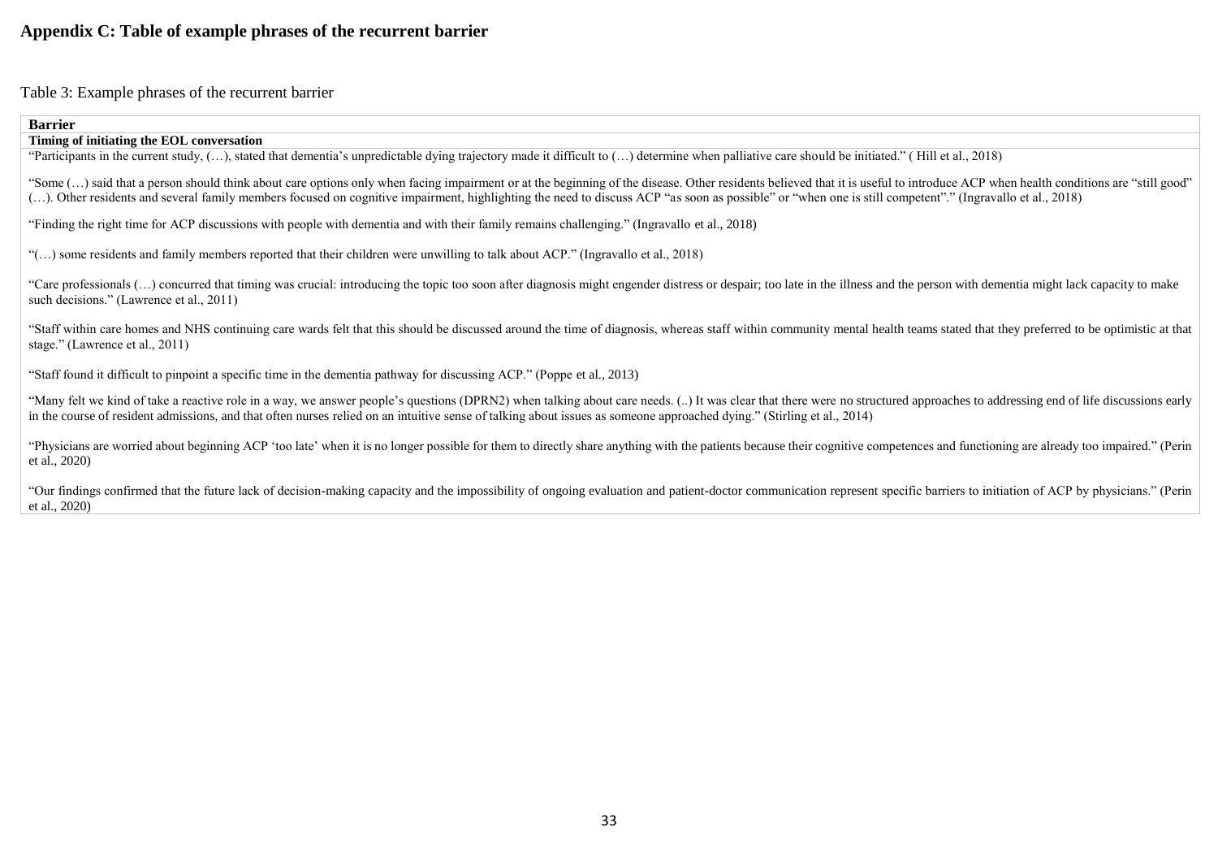## Appendix C: Table of example phrases of the recurrent barrier

Table 3: Example phrases of the recurrent barrier

| **Barrier** |
|---|
| **Timing of initiating the EOL conversation** |
| "Participants in the current study, (…), stated that dementia's unpredictable dying trajectory made it difficult to (…) determine when palliative care should be initiated." ( Hill et al., 2018) |
| "Some (…) said that a person should think about care options only when facing impairment or at the beginning of the disease. Other residents believed that it is useful to introduce ACP when health conditions are "still good" (…). Other residents and several family members focused on cognitive impairment, highlighting the need to discuss ACP "as soon as possible" or "when one is still competent"." (Ingravallo et al., 2018) |
| "Finding the right time for ACP discussions with people with dementia and with their family remains challenging." (Ingravallo et al., 2018) |
| "(…) some residents and family members reported that their children were unwilling to talk about ACP." (Ingravallo et al., 2018) |
| "Care professionals (…) concurred that timing was crucial: introducing the topic too soon after diagnosis might engender distress or despair; too late in the illness and the person with dementia might lack capacity to make such decisions." (Lawrence et al., 2011) |
| "Staff within care homes and NHS continuing care wards felt that this should be discussed around the time of diagnosis, whereas staff within community mental health teams stated that they preferred to be optimistic at that stage." (Lawrence et al., 2011) |
| "Staff found it difficult to pinpoint a specific time in the dementia pathway for discussing ACP." (Poppe et al., 2013) |
| "Many felt we kind of take a reactive role in a way, we answer people's questions (DPRN2) when talking about care needs. (..) It was clear that there were no structured approaches to addressing end of life discussions early in the course of resident admissions, and that often nurses relied on an intuitive sense of talking about issues as someone approached dying." (Stirling et al., 2014) |
| "Physicians are worried about beginning ACP 'too late' when it is no longer possible for them to directly share anything with the patients because their cognitive competences and functioning are already too impaired." (Perin et al., 2020) |
| "Our findings confirmed that the future lack of decision-making capacity and the impossibility of ongoing evaluation and patient-doctor communication represent specific barriers to initiation of ACP by physicians." (Perin et al., 2020) |